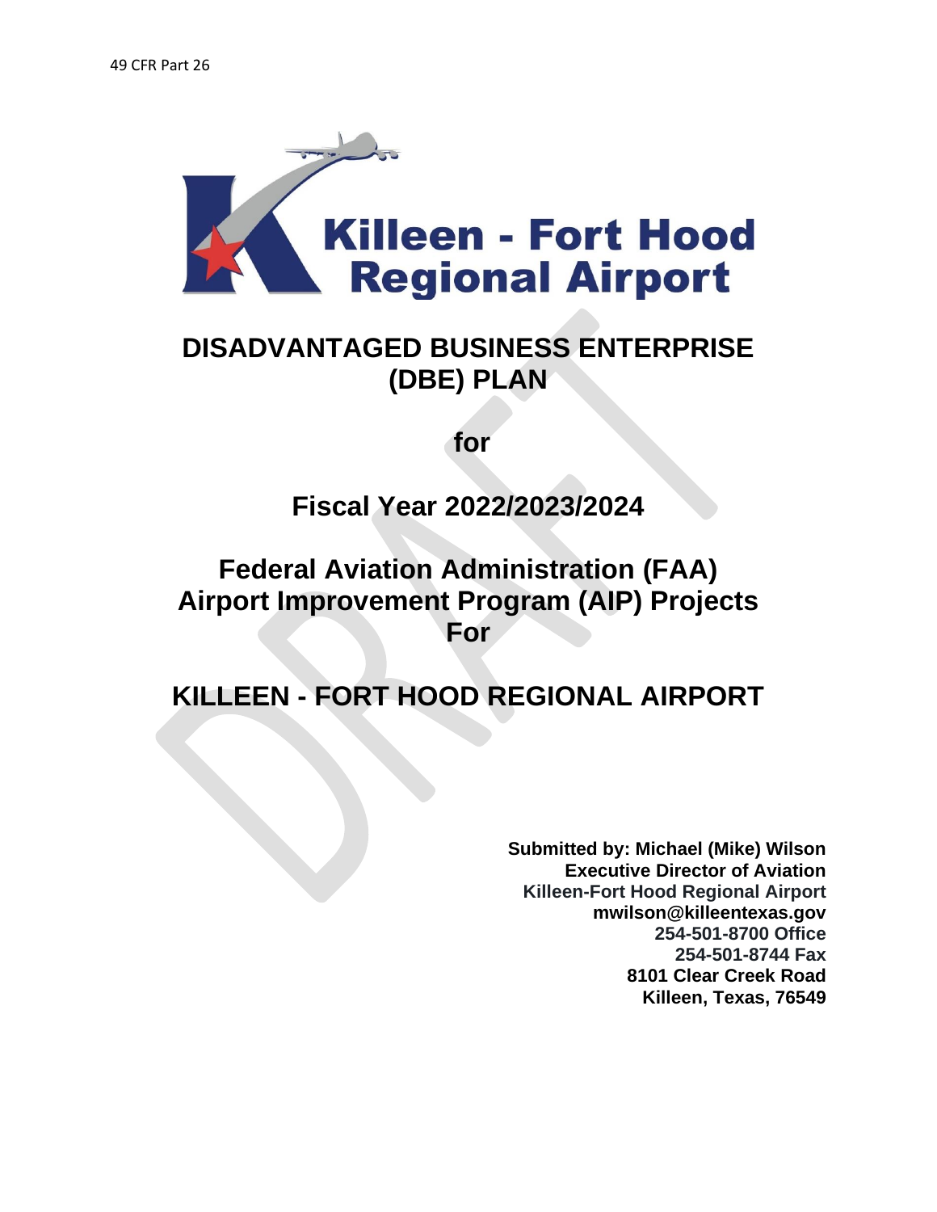49 CFR Part 26

Killeen - Fort Hood Regional Airport

# DISADVANTAGED BUSINESS ENTERPRISE (DBE) PLAN

## for

## Fiscal Year 2022/2023/2024

## Federal Aviation Administration (FAA) Airport Improvement Program (AIP) Projects For

# KILLEEN - FORT HOOD REGIONAL AIRPORT

**Submitted by: Michael (Mike) Wilson**
**Executive Director of Aviation**
**Killeen-Fort Hood Regional Airport**
**mwilson@killeentexas.gov**
**254-501-8700 Office**
**254-501-8744 Fax**
**8101 Clear Creek Road**
**Killeen, Texas, 76549**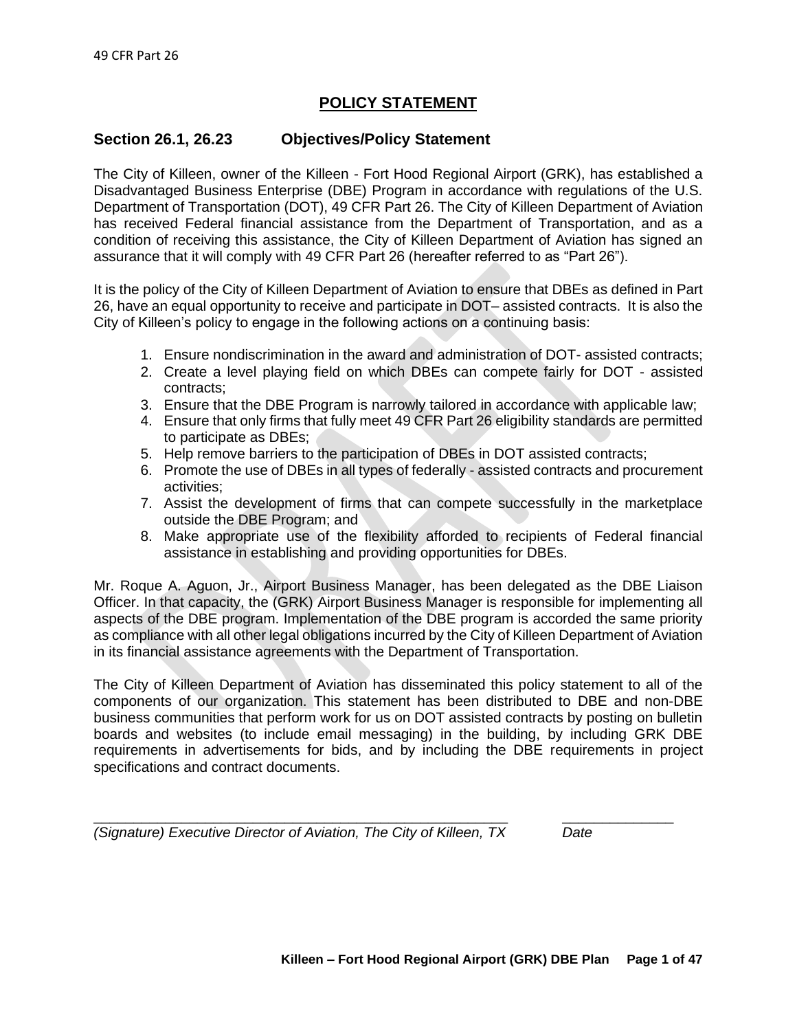# POLICY STATEMENT

## Section 26.1, 26.23 Objectives/Policy Statement

The City of Killeen, owner of the Killeen - Fort Hood Regional Airport (GRK), has established a Disadvantaged Business Enterprise (DBE) Program in accordance with regulations of the U.S. Department of Transportation (DOT), 49 CFR Part 26. The City of Killeen Department of Aviation has received Federal financial assistance from the Department of Transportation, and as a condition of receiving this assistance, the City of Killeen Department of Aviation has signed an assurance that it will comply with 49 CFR Part 26 (hereafter referred to as "Part 26").

It is the policy of the City of Killeen Department of Aviation to ensure that DBEs as defined in Part 26, have an equal opportunity to receive and participate in DOT– assisted contracts. It is also the City of Killeen's policy to engage in the following actions on a continuing basis:

1. Ensure nondiscrimination in the award and administration of DOT- assisted contracts;
2. Create a level playing field on which DBEs can compete fairly for DOT - assisted contracts;
3. Ensure that the DBE Program is narrowly tailored in accordance with applicable law;
4. Ensure that only firms that fully meet 49 CFR Part 26 eligibility standards are permitted to participate as DBEs;
5. Help remove barriers to the participation of DBEs in DOT assisted contracts;
6. Promote the use of DBEs in all types of federally - assisted contracts and procurement activities;
7. Assist the development of firms that can compete successfully in the marketplace outside the DBE Program; and
8. Make appropriate use of the flexibility afforded to recipients of Federal financial assistance in establishing and providing opportunities for DBEs.

Mr. Roque A. Aguon, Jr., Airport Business Manager, has been delegated as the DBE Liaison Officer. In that capacity, the (GRK) Airport Business Manager is responsible for implementing all aspects of the DBE program. Implementation of the DBE program is accorded the same priority as compliance with all other legal obligations incurred by the City of Killeen Department of Aviation in its financial assistance agreements with the Department of Transportation.

The City of Killeen Department of Aviation has disseminated this policy statement to all of the components of our organization. This statement has been distributed to DBE and non-DBE business communities that perform work for us on DOT assisted contracts by posting on bulletin boards and websites (to include email messaging) in the building, by including GRK DBE requirements in advertisements for bids, and by including the DBE requirements in project specifications and contract documents.

\_\_\_\_\_\_\_\_\_\_\_\_\_\_\_\_\_\_\_\_\_\_\_\_\_\_\_\_\_\_\_\_\_\_\_\_\_\_\_\_\_\_\_\_\_\_\_\_ \_\_\_\_\_\_\_\_\_\_\_\_\_\_

*(Signature) Executive Director of Aviation, The City of Killeen, TX* *Date*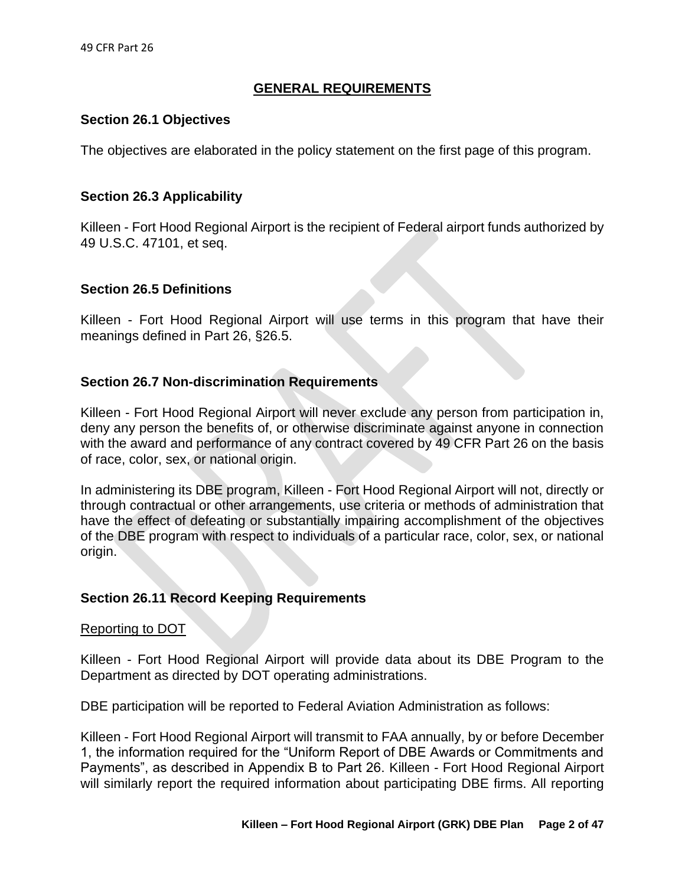## GENERAL REQUIREMENTS

### Section 26.1 Objectives

The objectives are elaborated in the policy statement on the first page of this program.

### Section 26.3 Applicability

Killeen - Fort Hood Regional Airport is the recipient of Federal airport funds authorized by 49 U.S.C. 47101, et seq.

### Section 26.5 Definitions

Killeen - Fort Hood Regional Airport will use terms in this program that have their meanings defined in Part 26, §26.5.

### Section 26.7 Non-discrimination Requirements

Killeen - Fort Hood Regional Airport will never exclude any person from participation in, deny any person the benefits of, or otherwise discriminate against anyone in connection with the award and performance of any contract covered by 49 CFR Part 26 on the basis of race, color, sex, or national origin.

In administering its DBE program, Killeen - Fort Hood Regional Airport will not, directly or through contractual or other arrangements, use criteria or methods of administration that have the effect of defeating or substantially impairing accomplishment of the objectives of the DBE program with respect to individuals of a particular race, color, sex, or national origin.

### Section 26.11 Record Keeping Requirements

Reporting to DOT

Killeen - Fort Hood Regional Airport will provide data about its DBE Program to the Department as directed by DOT operating administrations.

DBE participation will be reported to Federal Aviation Administration as follows:

Killeen - Fort Hood Regional Airport will transmit to FAA annually, by or before December 1, the information required for the "Uniform Report of DBE Awards or Commitments and Payments", as described in Appendix B to Part 26. Killeen - Fort Hood Regional Airport will similarly report the required information about participating DBE firms. All reporting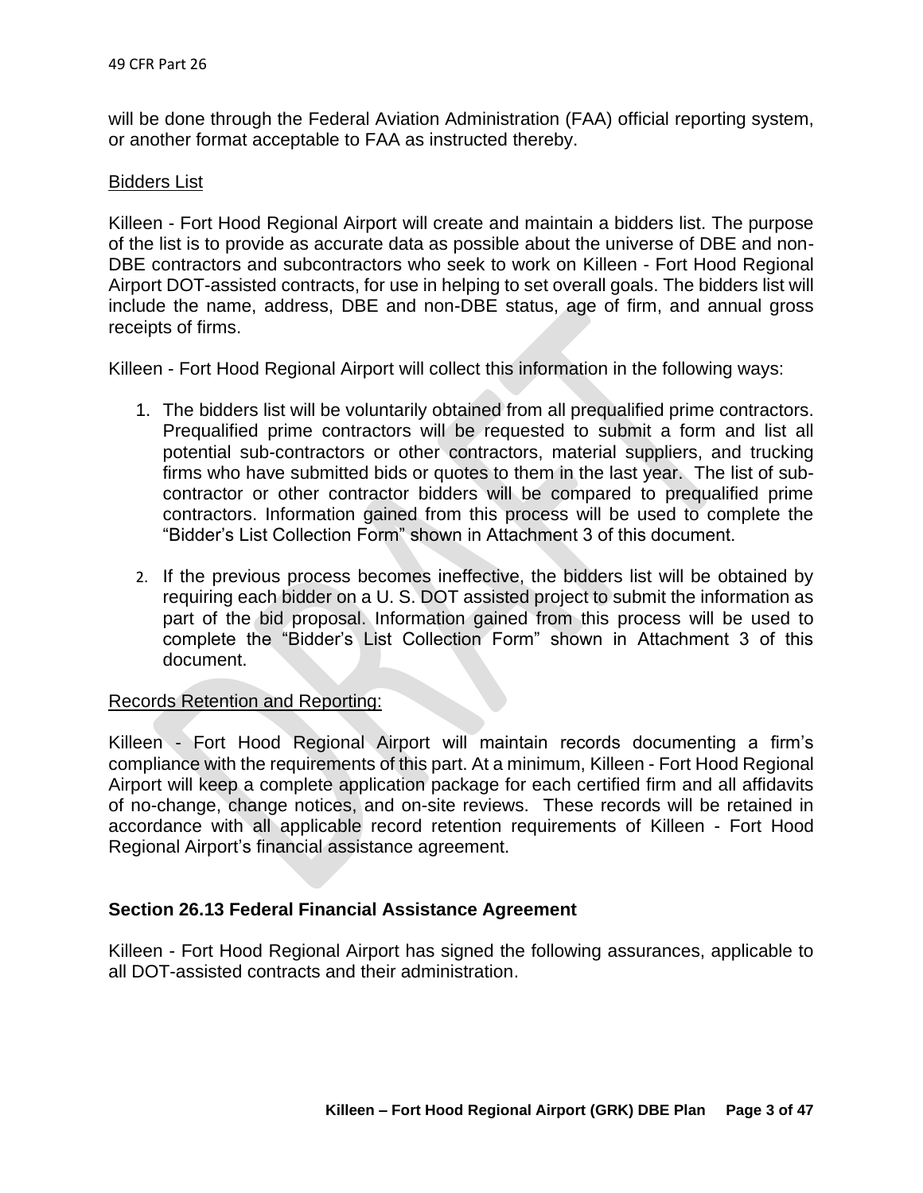will be done through the Federal Aviation Administration (FAA) official reporting system, or another format acceptable to FAA as instructed thereby.

Bidders List

Killeen - Fort Hood Regional Airport will create and maintain a bidders list. The purpose of the list is to provide as accurate data as possible about the universe of DBE and non-DBE contractors and subcontractors who seek to work on Killeen - Fort Hood Regional Airport DOT-assisted contracts, for use in helping to set overall goals. The bidders list will include the name, address, DBE and non-DBE status, age of firm, and annual gross receipts of firms.

Killeen - Fort Hood Regional Airport will collect this information in the following ways:

1. The bidders list will be voluntarily obtained from all prequalified prime contractors. Prequalified prime contractors will be requested to submit a form and list all potential sub-contractors or other contractors, material suppliers, and trucking firms who have submitted bids or quotes to them in the last year. The list of sub-contractor or other contractor bidders will be compared to prequalified prime contractors. Information gained from this process will be used to complete the "Bidder's List Collection Form" shown in Attachment 3 of this document.

2. If the previous process becomes ineffective, the bidders list will be obtained by requiring each bidder on a U. S. DOT assisted project to submit the information as part of the bid proposal. Information gained from this process will be used to complete the "Bidder's List Collection Form" shown in Attachment 3 of this document.

Records Retention and Reporting:

Killeen - Fort Hood Regional Airport will maintain records documenting a firm's compliance with the requirements of this part. At a minimum, Killeen - Fort Hood Regional Airport will keep a complete application package for each certified firm and all affidavits of no-change, change notices, and on-site reviews. These records will be retained in accordance with all applicable record retention requirements of Killeen - Fort Hood Regional Airport's financial assistance agreement.

### Section 26.13 Federal Financial Assistance Agreement

Killeen - Fort Hood Regional Airport has signed the following assurances, applicable to all DOT-assisted contracts and their administration.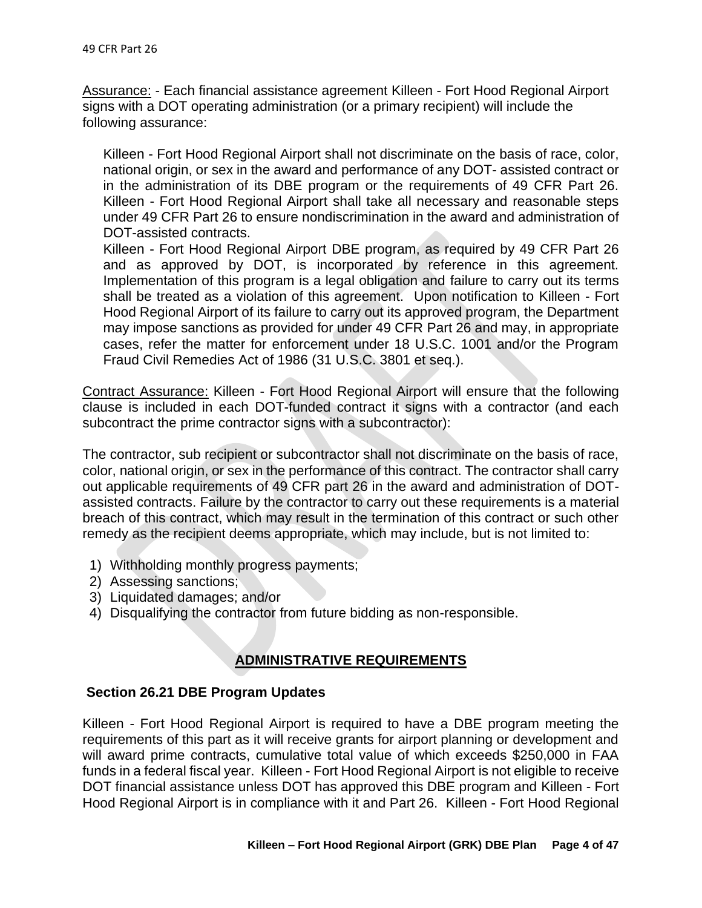Assurance: - Each financial assistance agreement Killeen - Fort Hood Regional Airport signs with a DOT operating administration (or a primary recipient) will include the following assurance:

> Killeen - Fort Hood Regional Airport shall not discriminate on the basis of race, color, national origin, or sex in the award and performance of any DOT- assisted contract or in the administration of its DBE program or the requirements of 49 CFR Part 26. Killeen - Fort Hood Regional Airport shall take all necessary and reasonable steps under 49 CFR Part 26 to ensure nondiscrimination in the award and administration of DOT-assisted contracts.
> Killeen - Fort Hood Regional Airport DBE program, as required by 49 CFR Part 26 and as approved by DOT, is incorporated by reference in this agreement. Implementation of this program is a legal obligation and failure to carry out its terms shall be treated as a violation of this agreement. Upon notification to Killeen - Fort Hood Regional Airport of its failure to carry out its approved program, the Department may impose sanctions as provided for under 49 CFR Part 26 and may, in appropriate cases, refer the matter for enforcement under 18 U.S.C. 1001 and/or the Program Fraud Civil Remedies Act of 1986 (31 U.S.C. 3801 et seq.).

Contract Assurance: Killeen - Fort Hood Regional Airport will ensure that the following clause is included in each DOT-funded contract it signs with a contractor (and each subcontract the prime contractor signs with a subcontractor):

The contractor, sub recipient or subcontractor shall not discriminate on the basis of race, color, national origin, or sex in the performance of this contract. The contractor shall carry out applicable requirements of 49 CFR part 26 in the award and administration of DOT-assisted contracts. Failure by the contractor to carry out these requirements is a material breach of this contract, which may result in the termination of this contract or such other remedy as the recipient deems appropriate, which may include, but is not limited to:

1) Withholding monthly progress payments;
2) Assessing sanctions;
3) Liquidated damages; and/or
4) Disqualifying the contractor from future bidding as non-responsible.

## ADMINISTRATIVE REQUIREMENTS

### Section 26.21 DBE Program Updates

Killeen - Fort Hood Regional Airport is required to have a DBE program meeting the requirements of this part as it will receive grants for airport planning or development and will award prime contracts, cumulative total value of which exceeds $250,000 in FAA funds in a federal fiscal year. Killeen - Fort Hood Regional Airport is not eligible to receive DOT financial assistance unless DOT has approved this DBE program and Killeen - Fort Hood Regional Airport is in compliance with it and Part 26. Killeen - Fort Hood Regional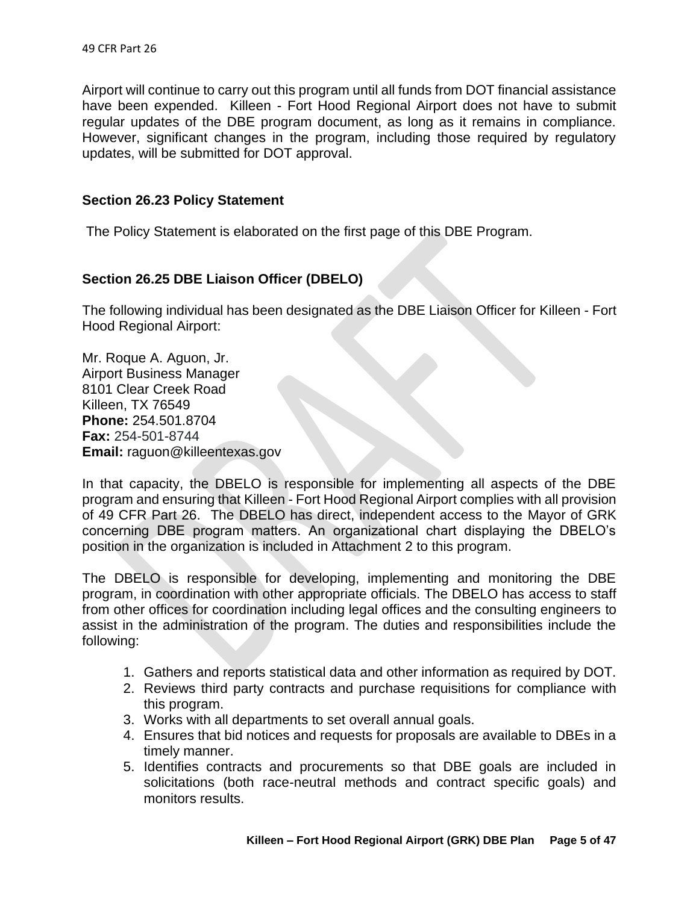Airport will continue to carry out this program until all funds from DOT financial assistance have been expended. Killeen - Fort Hood Regional Airport does not have to submit regular updates of the DBE program document, as long as it remains in compliance. However, significant changes in the program, including those required by regulatory updates, will be submitted for DOT approval.

### Section 26.23 Policy Statement

The Policy Statement is elaborated on the first page of this DBE Program.

### Section 26.25 DBE Liaison Officer (DBELO)

The following individual has been designated as the DBE Liaison Officer for Killeen - Fort Hood Regional Airport:

Mr. Roque A. Aguon, Jr.
Airport Business Manager
8101 Clear Creek Road
Killeen, TX 76549
**Phone:** 254.501.8704
**Fax:** 254-501-8744
**Email:** raguon@killeentexas.gov

In that capacity, the DBELO is responsible for implementing all aspects of the DBE program and ensuring that Killeen - Fort Hood Regional Airport complies with all provision of 49 CFR Part 26. The DBELO has direct, independent access to the Mayor of GRK concerning DBE program matters. An organizational chart displaying the DBELO's position in the organization is included in Attachment 2 to this program.

The DBELO is responsible for developing, implementing and monitoring the DBE program, in coordination with other appropriate officials. The DBELO has access to staff from other offices for coordination including legal offices and the consulting engineers to assist in the administration of the program. The duties and responsibilities include the following:

1. Gathers and reports statistical data and other information as required by DOT.
2. Reviews third party contracts and purchase requisitions for compliance with this program.
3. Works with all departments to set overall annual goals.
4. Ensures that bid notices and requests for proposals are available to DBEs in a timely manner.
5. Identifies contracts and procurements so that DBE goals are included in solicitations (both race-neutral methods and contract specific goals) and monitors results.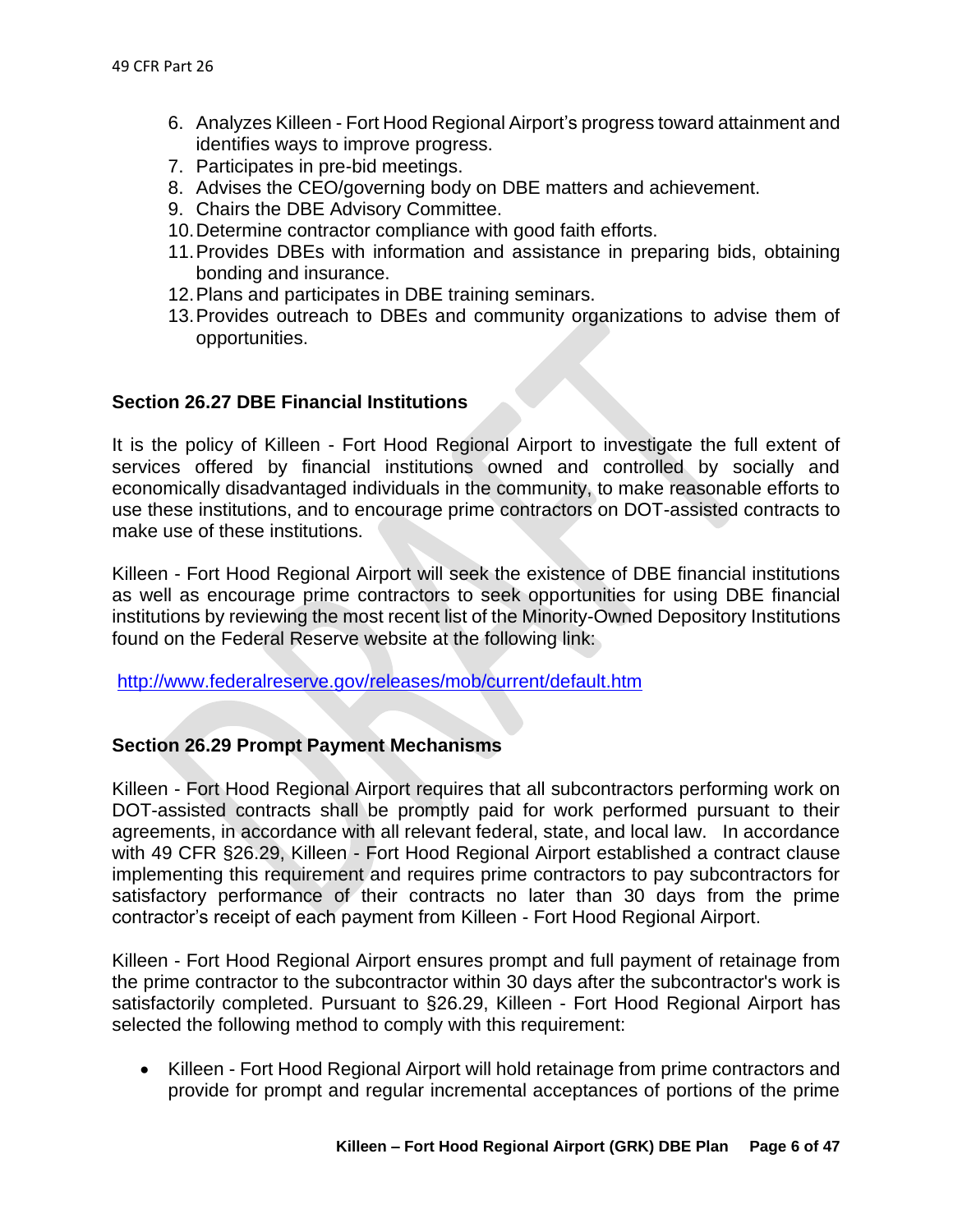6. Analyzes Killeen - Fort Hood Regional Airport's progress toward attainment and identifies ways to improve progress.
7. Participates in pre-bid meetings.
8. Advises the CEO/governing body on DBE matters and achievement.
9. Chairs the DBE Advisory Committee.
10. Determine contractor compliance with good faith efforts.
11. Provides DBEs with information and assistance in preparing bids, obtaining bonding and insurance.
12. Plans and participates in DBE training seminars.
13. Provides outreach to DBEs and community organizations to advise them of opportunities.

### Section 26.27 DBE Financial Institutions

It is the policy of Killeen - Fort Hood Regional Airport to investigate the full extent of services offered by financial institutions owned and controlled by socially and economically disadvantaged individuals in the community, to make reasonable efforts to use these institutions, and to encourage prime contractors on DOT-assisted contracts to make use of these institutions.

Killeen - Fort Hood Regional Airport will seek the existence of DBE financial institutions as well as encourage prime contractors to seek opportunities for using DBE financial institutions by reviewing the most recent list of the Minority-Owned Depository Institutions found on the Federal Reserve website at the following link:

http://www.federalreserve.gov/releases/mob/current/default.htm

### Section 26.29 Prompt Payment Mechanisms

Killeen - Fort Hood Regional Airport requires that all subcontractors performing work on DOT-assisted contracts shall be promptly paid for work performed pursuant to their agreements, in accordance with all relevant federal, state, and local law. In accordance with 49 CFR §26.29, Killeen - Fort Hood Regional Airport established a contract clause implementing this requirement and requires prime contractors to pay subcontractors for satisfactory performance of their contracts no later than 30 days from the prime contractor's receipt of each payment from Killeen - Fort Hood Regional Airport.

Killeen - Fort Hood Regional Airport ensures prompt and full payment of retainage from the prime contractor to the subcontractor within 30 days after the subcontractor's work is satisfactorily completed. Pursuant to §26.29, Killeen - Fort Hood Regional Airport has selected the following method to comply with this requirement:

- Killeen - Fort Hood Regional Airport will hold retainage from prime contractors and provide for prompt and regular incremental acceptances of portions of the prime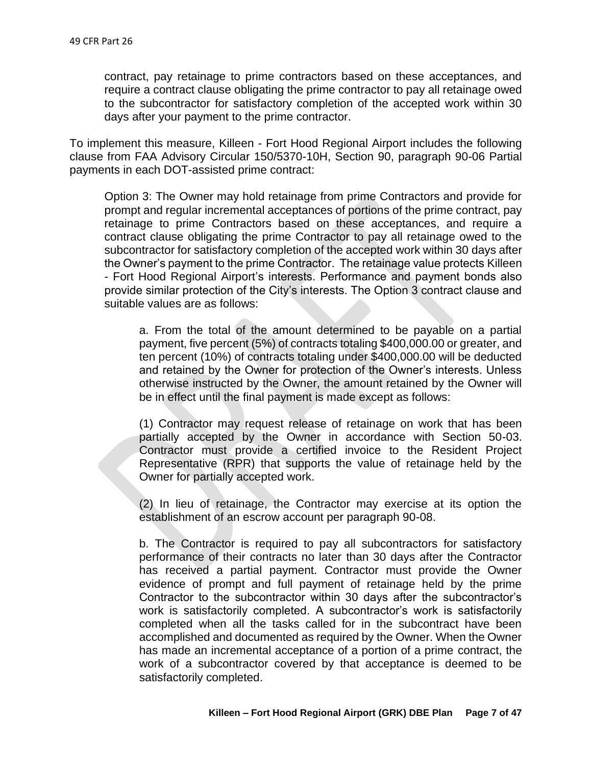contract, pay retainage to prime contractors based on these acceptances, and require a contract clause obligating the prime contractor to pay all retainage owed to the subcontractor for satisfactory completion of the accepted work within 30 days after your payment to the prime contractor.

To implement this measure, Killeen - Fort Hood Regional Airport includes the following clause from FAA Advisory Circular 150/5370-10H, Section 90, paragraph 90-06 Partial payments in each DOT-assisted prime contract:

> Option 3: The Owner may hold retainage from prime Contractors and provide for prompt and regular incremental acceptances of portions of the prime contract, pay retainage to prime Contractors based on these acceptances, and require a contract clause obligating the prime Contractor to pay all retainage owed to the subcontractor for satisfactory completion of the accepted work within 30 days after the Owner's payment to the prime Contractor. The retainage value protects Killeen - Fort Hood Regional Airport's interests. Performance and payment bonds also provide similar protection of the City's interests. The Option 3 contract clause and suitable values are as follows:
>
> > a. From the total of the amount determined to be payable on a partial payment, five percent (5%) of contracts totaling $400,000.00 or greater, and ten percent (10%) of contracts totaling under $400,000.00 will be deducted and retained by the Owner for protection of the Owner's interests. Unless otherwise instructed by the Owner, the amount retained by the Owner will be in effect until the final payment is made except as follows:
> >
> > (1) Contractor may request release of retainage on work that has been partially accepted by the Owner in accordance with Section 50-03. Contractor must provide a certified invoice to the Resident Project Representative (RPR) that supports the value of retainage held by the Owner for partially accepted work.
> >
> > (2) In lieu of retainage, the Contractor may exercise at its option the establishment of an escrow account per paragraph 90-08.
> >
> > b. The Contractor is required to pay all subcontractors for satisfactory performance of their contracts no later than 30 days after the Contractor has received a partial payment. Contractor must provide the Owner evidence of prompt and full payment of retainage held by the prime Contractor to the subcontractor within 30 days after the subcontractor's work is satisfactorily completed. A subcontractor's work is satisfactorily completed when all the tasks called for in the subcontract have been accomplished and documented as required by the Owner. When the Owner has made an incremental acceptance of a portion of a prime contract, the work of a subcontractor covered by that acceptance is deemed to be satisfactorily completed.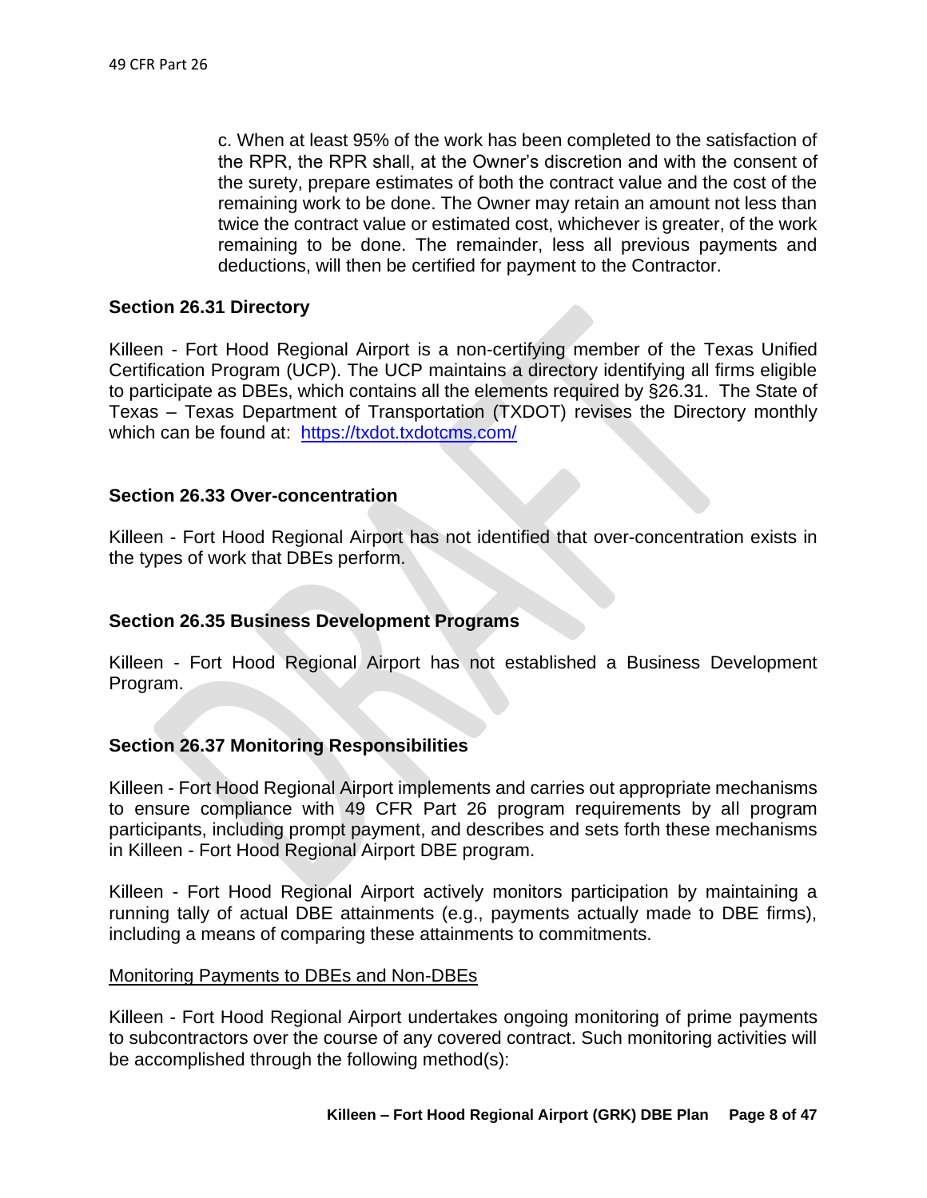c. When at least 95% of the work has been completed to the satisfaction of the RPR, the RPR shall, at the Owner's discretion and with the consent of the surety, prepare estimates of both the contract value and the cost of the remaining work to be done. The Owner may retain an amount not less than twice the contract value or estimated cost, whichever is greater, of the work remaining to be done. The remainder, less all previous payments and deductions, will then be certified for payment to the Contractor.

### Section 26.31 Directory

Killeen - Fort Hood Regional Airport is a non-certifying member of the Texas Unified Certification Program (UCP). The UCP maintains a directory identifying all firms eligible to participate as DBEs, which contains all the elements required by §26.31. The State of Texas – Texas Department of Transportation (TXDOT) revises the Directory monthly which can be found at: [https://txdot.txdotcms.com/](https://txdot.txdotcms.com/)

### Section 26.33 Over-concentration

Killeen - Fort Hood Regional Airport has not identified that over-concentration exists in the types of work that DBEs perform.

### Section 26.35 Business Development Programs

Killeen - Fort Hood Regional Airport has not established a Business Development Program.

### Section 26.37 Monitoring Responsibilities

Killeen - Fort Hood Regional Airport implements and carries out appropriate mechanisms to ensure compliance with 49 CFR Part 26 program requirements by all program participants, including prompt payment, and describes and sets forth these mechanisms in Killeen - Fort Hood Regional Airport DBE program.

Killeen - Fort Hood Regional Airport actively monitors participation by maintaining a running tally of actual DBE attainments (e.g., payments actually made to DBE firms), including a means of comparing these attainments to commitments.

<u>Monitoring Payments to DBEs and Non-DBEs</u>

Killeen - Fort Hood Regional Airport undertakes ongoing monitoring of prime payments to subcontractors over the course of any covered contract. Such monitoring activities will be accomplished through the following method(s):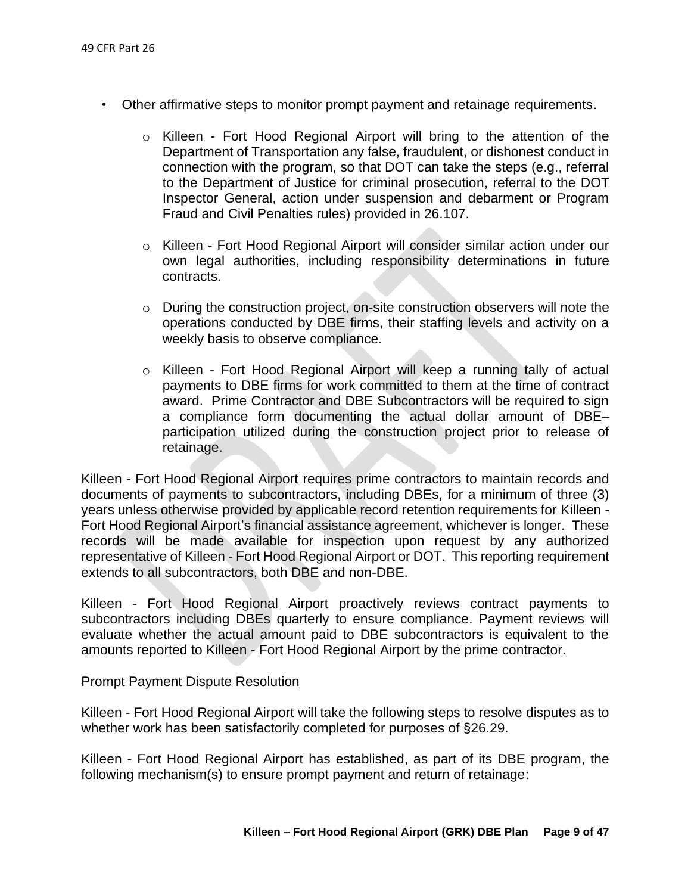- Other affirmative steps to monitor prompt payment and retainage requirements.
  - Killeen - Fort Hood Regional Airport will bring to the attention of the Department of Transportation any false, fraudulent, or dishonest conduct in connection with the program, so that DOT can take the steps (e.g., referral to the Department of Justice for criminal prosecution, referral to the DOT Inspector General, action under suspension and debarment or Program Fraud and Civil Penalties rules) provided in 26.107.
  - Killeen - Fort Hood Regional Airport will consider similar action under our own legal authorities, including responsibility determinations in future contracts.
  - During the construction project, on-site construction observers will note the operations conducted by DBE firms, their staffing levels and activity on a weekly basis to observe compliance.
  - Killeen - Fort Hood Regional Airport will keep a running tally of actual payments to DBE firms for work committed to them at the time of contract award. Prime Contractor and DBE Subcontractors will be required to sign a compliance form documenting the actual dollar amount of DBE–participation utilized during the construction project prior to release of retainage.

Killeen - Fort Hood Regional Airport requires prime contractors to maintain records and documents of payments to subcontractors, including DBEs, for a minimum of three (3) years unless otherwise provided by applicable record retention requirements for Killeen - Fort Hood Regional Airport's financial assistance agreement, whichever is longer. These records will be made available for inspection upon request by any authorized representative of Killeen - Fort Hood Regional Airport or DOT. This reporting requirement extends to all subcontractors, both DBE and non-DBE.

Killeen - Fort Hood Regional Airport proactively reviews contract payments to subcontractors including DBEs quarterly to ensure compliance. Payment reviews will evaluate whether the actual amount paid to DBE subcontractors is equivalent to the amounts reported to Killeen - Fort Hood Regional Airport by the prime contractor.

<u>Prompt Payment Dispute Resolution</u>

Killeen - Fort Hood Regional Airport will take the following steps to resolve disputes as to whether work has been satisfactorily completed for purposes of §26.29.

Killeen - Fort Hood Regional Airport has established, as part of its DBE program, the following mechanism(s) to ensure prompt payment and return of retainage: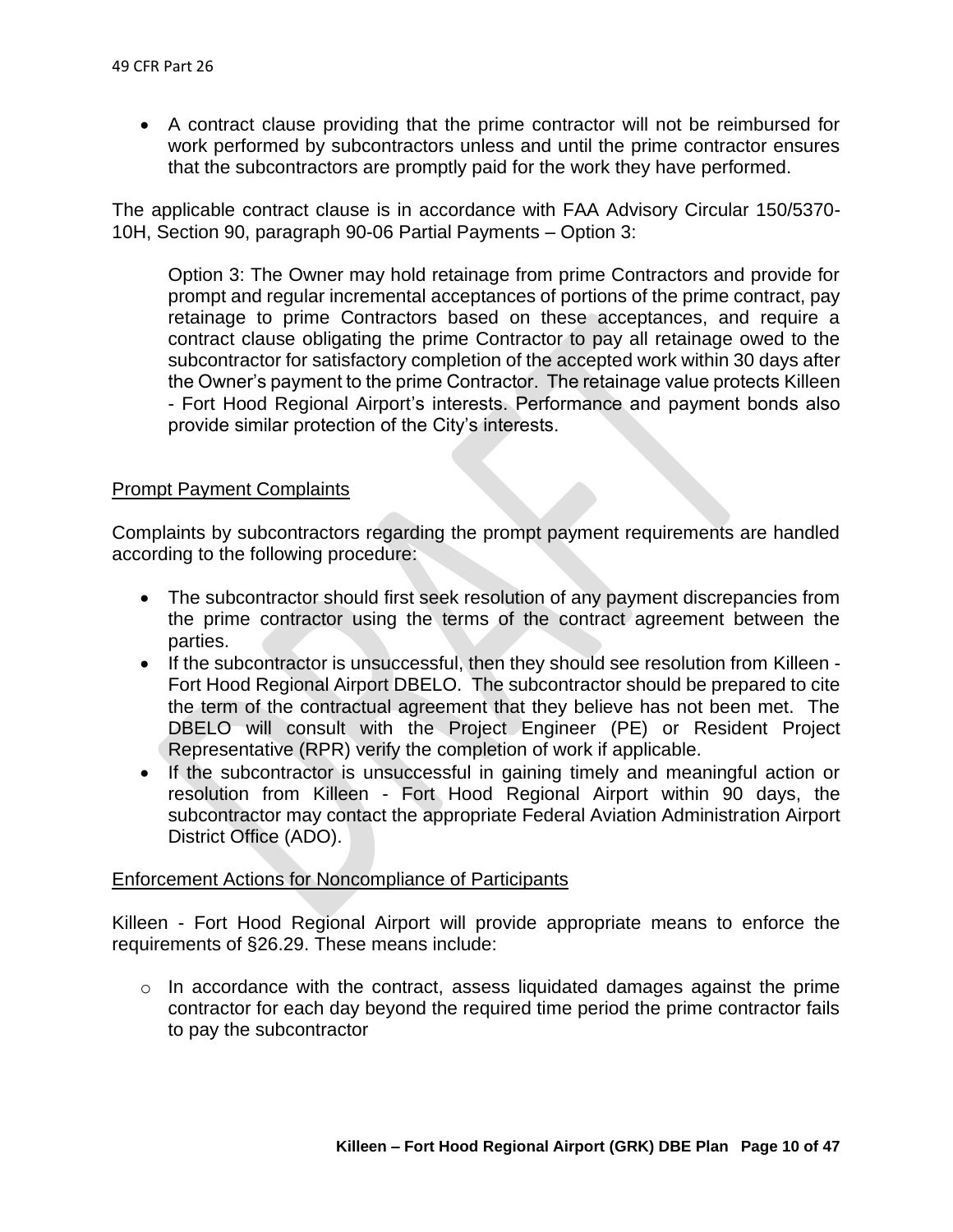- A contract clause providing that the prime contractor will not be reimbursed for work performed by subcontractors unless and until the prime contractor ensures that the subcontractors are promptly paid for the work they have performed.

The applicable contract clause is in accordance with FAA Advisory Circular 150/5370-10H, Section 90, paragraph 90-06 Partial Payments – Option 3:

> Option 3: The Owner may hold retainage from prime Contractors and provide for prompt and regular incremental acceptances of portions of the prime contract, pay retainage to prime Contractors based on these acceptances, and require a contract clause obligating the prime Contractor to pay all retainage owed to the subcontractor for satisfactory completion of the accepted work within 30 days after the Owner's payment to the prime Contractor. The retainage value protects Killeen - Fort Hood Regional Airport's interests. Performance and payment bonds also provide similar protection of the City's interests.

## Prompt Payment Complaints

Complaints by subcontractors regarding the prompt payment requirements are handled according to the following procedure:

- The subcontractor should first seek resolution of any payment discrepancies from the prime contractor using the terms of the contract agreement between the parties.
- If the subcontractor is unsuccessful, then they should see resolution from Killeen - Fort Hood Regional Airport DBELO. The subcontractor should be prepared to cite the term of the contractual agreement that they believe has not been met. The DBELO will consult with the Project Engineer (PE) or Resident Project Representative (RPR) verify the completion of work if applicable.
- If the subcontractor is unsuccessful in gaining timely and meaningful action or resolution from Killeen - Fort Hood Regional Airport within 90 days, the subcontractor may contact the appropriate Federal Aviation Administration Airport District Office (ADO).

## Enforcement Actions for Noncompliance of Participants

Killeen - Fort Hood Regional Airport will provide appropriate means to enforce the requirements of §26.29. These means include:

- In accordance with the contract, assess liquidated damages against the prime contractor for each day beyond the required time period the prime contractor fails to pay the subcontractor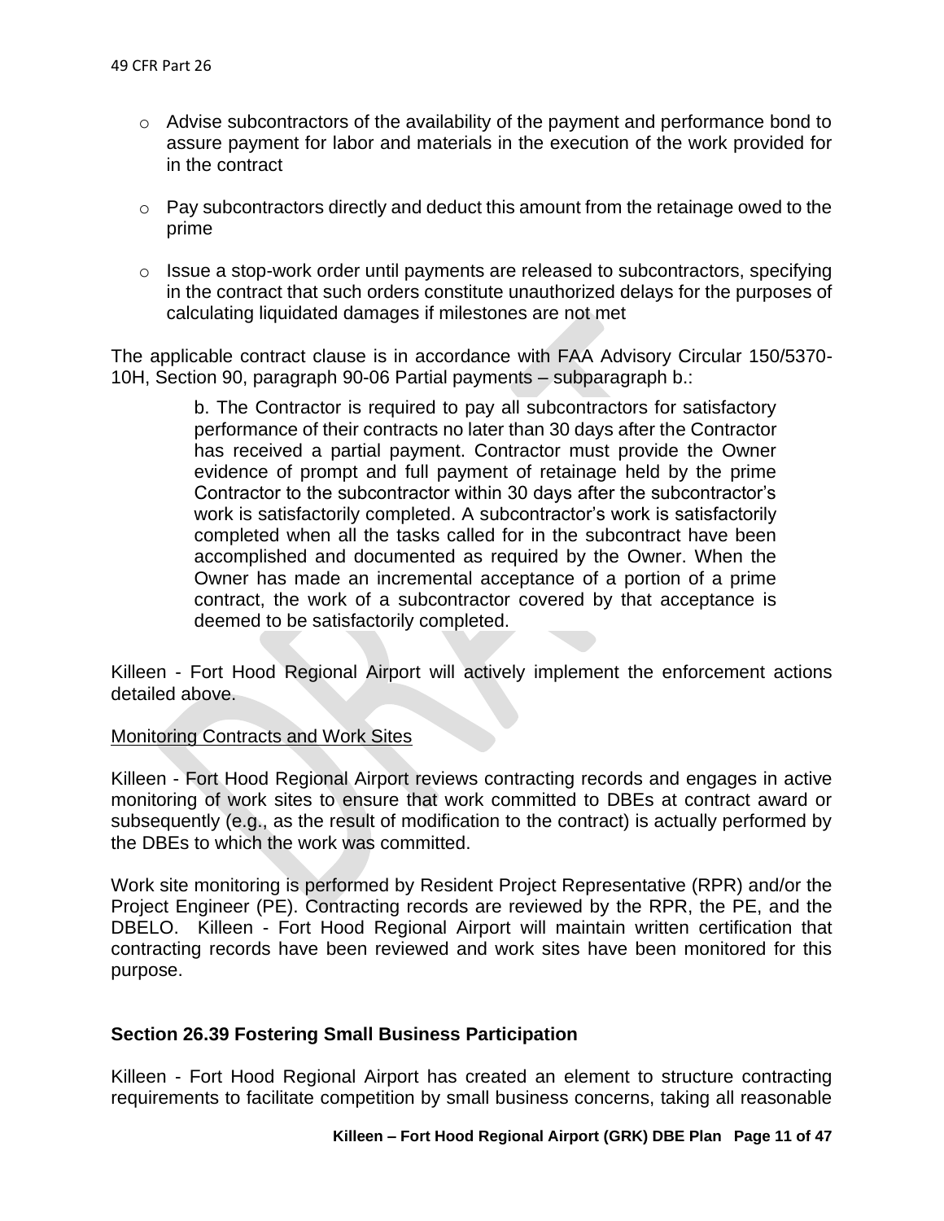- Advise subcontractors of the availability of the payment and performance bond to assure payment for labor and materials in the execution of the work provided for in the contract

- Pay subcontractors directly and deduct this amount from the retainage owed to the prime

- Issue a stop-work order until payments are released to subcontractors, specifying in the contract that such orders constitute unauthorized delays for the purposes of calculating liquidated damages if milestones are not met

The applicable contract clause is in accordance with FAA Advisory Circular 150/5370-10H, Section 90, paragraph 90-06 Partial payments – subparagraph b.:

> b. The Contractor is required to pay all subcontractors for satisfactory performance of their contracts no later than 30 days after the Contractor has received a partial payment. Contractor must provide the Owner evidence of prompt and full payment of retainage held by the prime Contractor to the subcontractor within 30 days after the subcontractor's work is satisfactorily completed. A subcontractor's work is satisfactorily completed when all the tasks called for in the subcontract have been accomplished and documented as required by the Owner. When the Owner has made an incremental acceptance of a portion of a prime contract, the work of a subcontractor covered by that acceptance is deemed to be satisfactorily completed.

Killeen - Fort Hood Regional Airport will actively implement the enforcement actions detailed above.

Monitoring Contracts and Work Sites

Killeen - Fort Hood Regional Airport reviews contracting records and engages in active monitoring of work sites to ensure that work committed to DBEs at contract award or subsequently (e.g., as the result of modification to the contract) is actually performed by the DBEs to which the work was committed.

Work site monitoring is performed by Resident Project Representative (RPR) and/or the Project Engineer (PE). Contracting records are reviewed by the RPR, the PE, and the DBELO. Killeen - Fort Hood Regional Airport will maintain written certification that contracting records have been reviewed and work sites have been monitored for this purpose.

## Section 26.39 Fostering Small Business Participation

Killeen - Fort Hood Regional Airport has created an element to structure contracting requirements to facilitate competition by small business concerns, taking all reasonable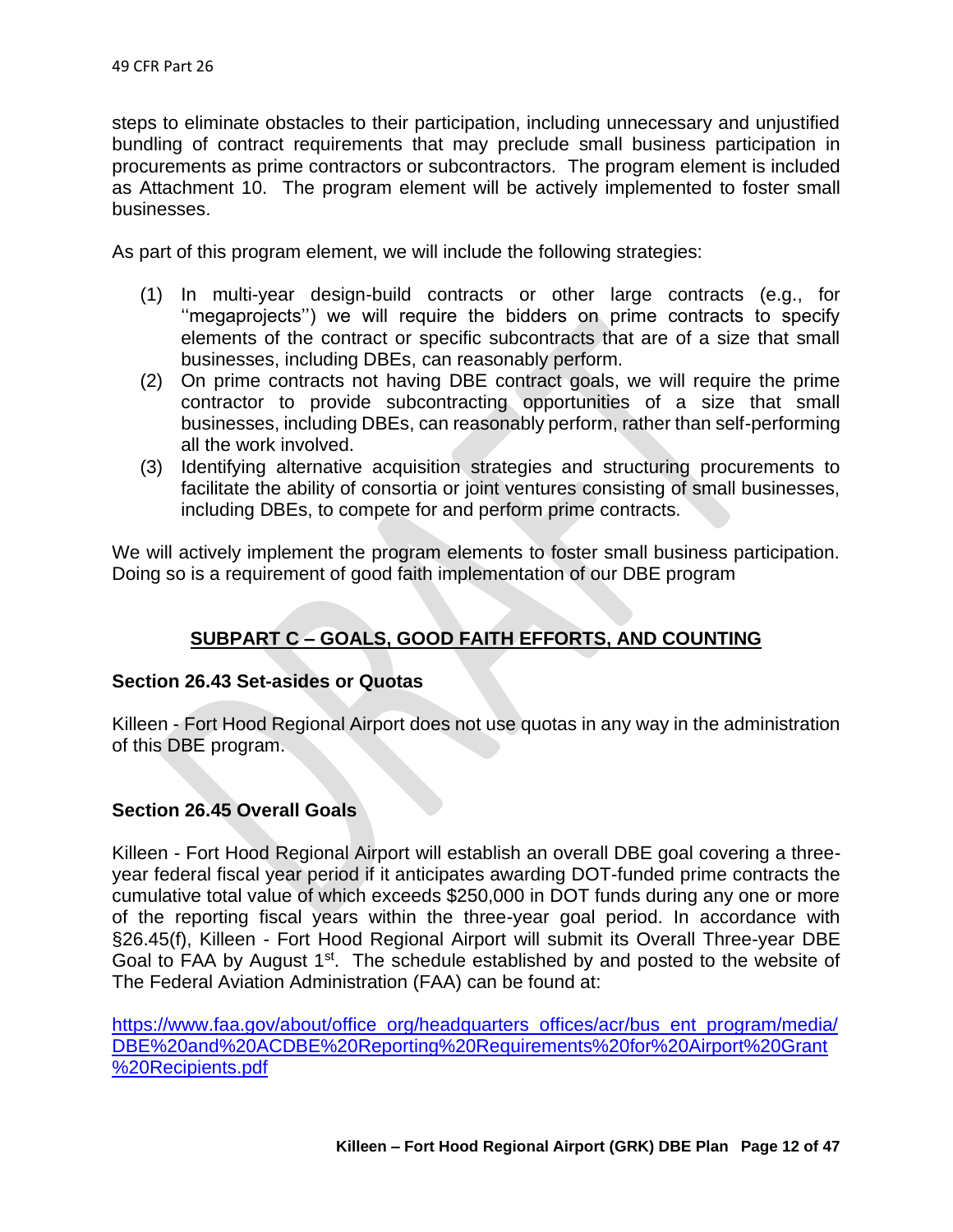steps to eliminate obstacles to their participation, including unnecessary and unjustified bundling of contract requirements that may preclude small business participation in procurements as prime contractors or subcontractors. The program element is included as Attachment 10. The program element will be actively implemented to foster small businesses.

As part of this program element, we will include the following strategies:

(1) In multi-year design-build contracts or other large contracts (e.g., for ''megaprojects'') we will require the bidders on prime contracts to specify elements of the contract or specific subcontracts that are of a size that small businesses, including DBEs, can reasonably perform.
(2) On prime contracts not having DBE contract goals, we will require the prime contractor to provide subcontracting opportunities of a size that small businesses, including DBEs, can reasonably perform, rather than self-performing all the work involved.
(3) Identifying alternative acquisition strategies and structuring procurements to facilitate the ability of consortia or joint ventures consisting of small businesses, including DBEs, to compete for and perform prime contracts.

We will actively implement the program elements to foster small business participation. Doing so is a requirement of good faith implementation of our DBE program

## SUBPART C – GOALS, GOOD FAITH EFFORTS, AND COUNTING

### Section 26.43 Set-asides or Quotas

Killeen - Fort Hood Regional Airport does not use quotas in any way in the administration of this DBE program.

### Section 26.45 Overall Goals

Killeen - Fort Hood Regional Airport will establish an overall DBE goal covering a three-year federal fiscal year period if it anticipates awarding DOT-funded prime contracts the cumulative total value of which exceeds $250,000 in DOT funds during any one or more of the reporting fiscal years within the three-year goal period. In accordance with §26.45(f), Killeen - Fort Hood Regional Airport will submit its Overall Three-year DBE Goal to FAA by August 1st. The schedule established by and posted to the website of The Federal Aviation Administration (FAA) can be found at:

https://www.faa.gov/about/office_org/headquarters_offices/acr/bus_ent_program/media/DBE%20and%20ACDBE%20Reporting%20Requirements%20for%20Airport%20Grant%20Recipients.pdf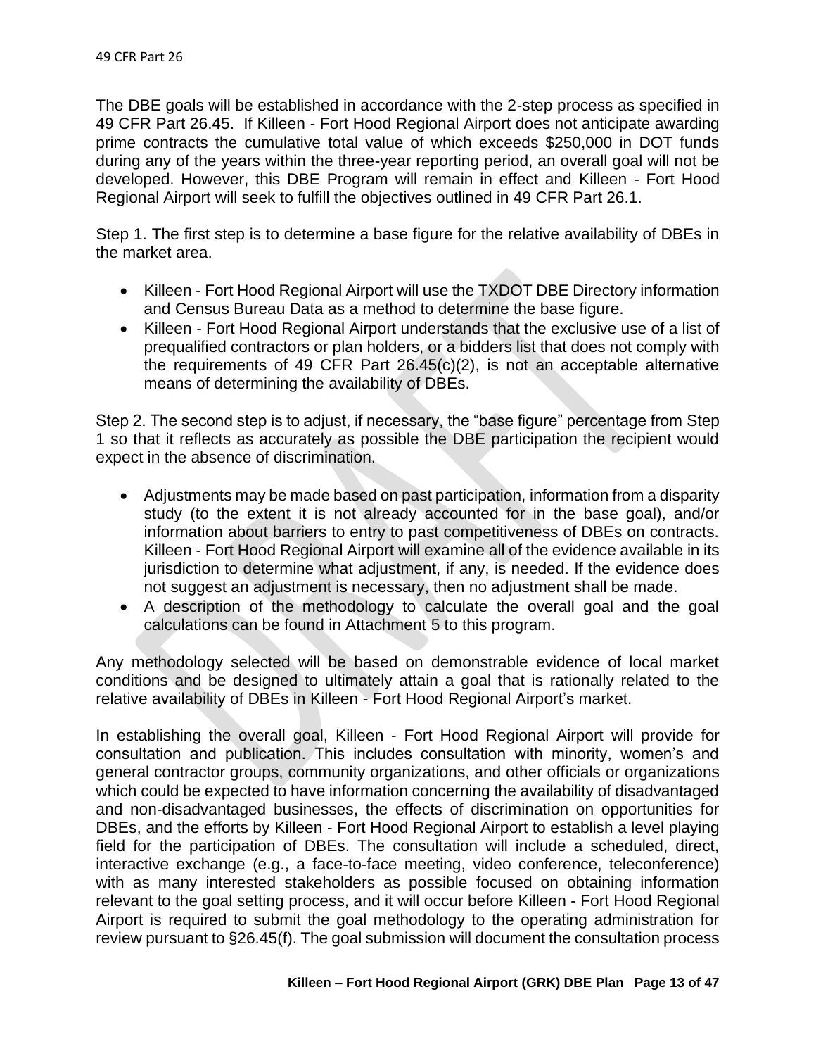The DBE goals will be established in accordance with the 2-step process as specified in 49 CFR Part 26.45. If Killeen - Fort Hood Regional Airport does not anticipate awarding prime contracts the cumulative total value of which exceeds $250,000 in DOT funds during any of the years within the three-year reporting period, an overall goal will not be developed. However, this DBE Program will remain in effect and Killeen - Fort Hood Regional Airport will seek to fulfill the objectives outlined in 49 CFR Part 26.1.

Step 1. The first step is to determine a base figure for the relative availability of DBEs in the market area.

- Killeen - Fort Hood Regional Airport will use the TXDOT DBE Directory information and Census Bureau Data as a method to determine the base figure.
- Killeen - Fort Hood Regional Airport understands that the exclusive use of a list of prequalified contractors or plan holders, or a bidders list that does not comply with the requirements of 49 CFR Part 26.45(c)(2), is not an acceptable alternative means of determining the availability of DBEs.

Step 2. The second step is to adjust, if necessary, the "base figure" percentage from Step 1 so that it reflects as accurately as possible the DBE participation the recipient would expect in the absence of discrimination.

- Adjustments may be made based on past participation, information from a disparity study (to the extent it is not already accounted for in the base goal), and/or information about barriers to entry to past competitiveness of DBEs on contracts. Killeen - Fort Hood Regional Airport will examine all of the evidence available in its jurisdiction to determine what adjustment, if any, is needed. If the evidence does not suggest an adjustment is necessary, then no adjustment shall be made.
- A description of the methodology to calculate the overall goal and the goal calculations can be found in Attachment 5 to this program.

Any methodology selected will be based on demonstrable evidence of local market conditions and be designed to ultimately attain a goal that is rationally related to the relative availability of DBEs in Killeen - Fort Hood Regional Airport's market.

In establishing the overall goal, Killeen - Fort Hood Regional Airport will provide for consultation and publication. This includes consultation with minority, women's and general contractor groups, community organizations, and other officials or organizations which could be expected to have information concerning the availability of disadvantaged and non-disadvantaged businesses, the effects of discrimination on opportunities for DBEs, and the efforts by Killeen - Fort Hood Regional Airport to establish a level playing field for the participation of DBEs. The consultation will include a scheduled, direct, interactive exchange (e.g., a face-to-face meeting, video conference, teleconference) with as many interested stakeholders as possible focused on obtaining information relevant to the goal setting process, and it will occur before Killeen - Fort Hood Regional Airport is required to submit the goal methodology to the operating administration for review pursuant to §26.45(f). The goal submission will document the consultation process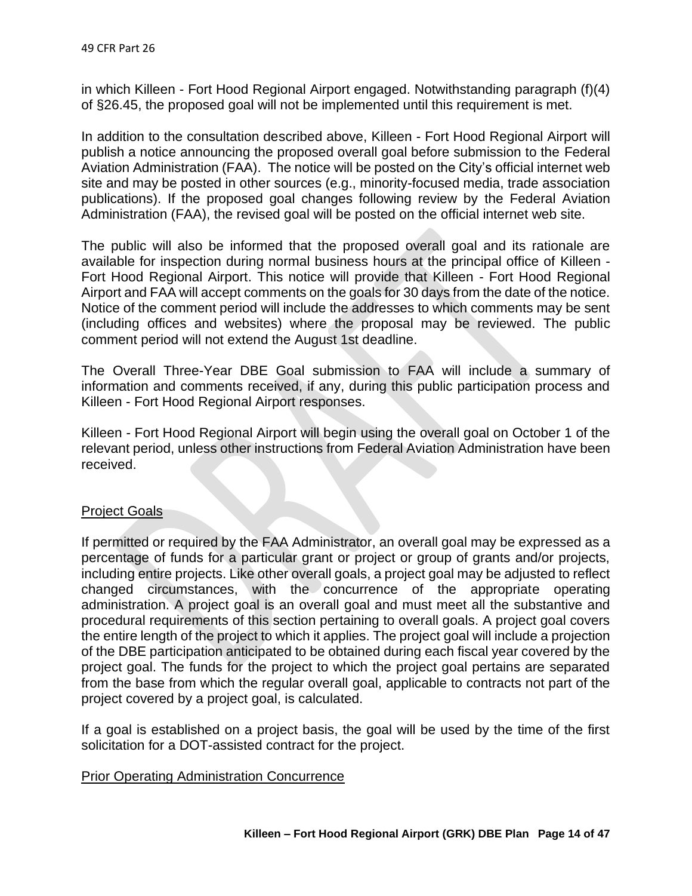in which Killeen - Fort Hood Regional Airport engaged. Notwithstanding paragraph (f)(4) of §26.45, the proposed goal will not be implemented until this requirement is met.

In addition to the consultation described above, Killeen - Fort Hood Regional Airport will publish a notice announcing the proposed overall goal before submission to the Federal Aviation Administration (FAA). The notice will be posted on the City's official internet web site and may be posted in other sources (e.g., minority-focused media, trade association publications). If the proposed goal changes following review by the Federal Aviation Administration (FAA), the revised goal will be posted on the official internet web site.

The public will also be informed that the proposed overall goal and its rationale are available for inspection during normal business hours at the principal office of Killeen - Fort Hood Regional Airport. This notice will provide that Killeen - Fort Hood Regional Airport and FAA will accept comments on the goals for 30 days from the date of the notice. Notice of the comment period will include the addresses to which comments may be sent (including offices and websites) where the proposal may be reviewed. The public comment period will not extend the August 1st deadline.

The Overall Three-Year DBE Goal submission to FAA will include a summary of information and comments received, if any, during this public participation process and Killeen - Fort Hood Regional Airport responses.

Killeen - Fort Hood Regional Airport will begin using the overall goal on October 1 of the relevant period, unless other instructions from Federal Aviation Administration have been received.

## Project Goals

If permitted or required by the FAA Administrator, an overall goal may be expressed as a percentage of funds for a particular grant or project or group of grants and/or projects, including entire projects. Like other overall goals, a project goal may be adjusted to reflect changed circumstances, with the concurrence of the appropriate operating administration. A project goal is an overall goal and must meet all the substantive and procedural requirements of this section pertaining to overall goals. A project goal covers the entire length of the project to which it applies. The project goal will include a projection of the DBE participation anticipated to be obtained during each fiscal year covered by the project goal. The funds for the project to which the project goal pertains are separated from the base from which the regular overall goal, applicable to contracts not part of the project covered by a project goal, is calculated.

If a goal is established on a project basis, the goal will be used by the time of the first solicitation for a DOT-assisted contract for the project.

## Prior Operating Administration Concurrence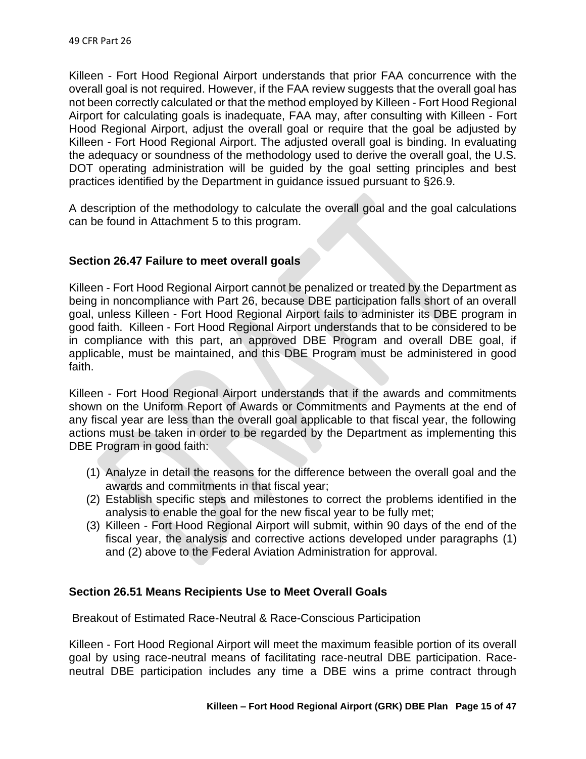Killeen - Fort Hood Regional Airport understands that prior FAA concurrence with the overall goal is not required. However, if the FAA review suggests that the overall goal has not been correctly calculated or that the method employed by Killeen - Fort Hood Regional Airport for calculating goals is inadequate, FAA may, after consulting with Killeen - Fort Hood Regional Airport, adjust the overall goal or require that the goal be adjusted by Killeen - Fort Hood Regional Airport. The adjusted overall goal is binding. In evaluating the adequacy or soundness of the methodology used to derive the overall goal, the U.S. DOT operating administration will be guided by the goal setting principles and best practices identified by the Department in guidance issued pursuant to §26.9.

A description of the methodology to calculate the overall goal and the goal calculations can be found in Attachment 5 to this program.

### Section 26.47 Failure to meet overall goals

Killeen - Fort Hood Regional Airport cannot be penalized or treated by the Department as being in noncompliance with Part 26, because DBE participation falls short of an overall goal, unless Killeen - Fort Hood Regional Airport fails to administer its DBE program in good faith. Killeen - Fort Hood Regional Airport understands that to be considered to be in compliance with this part, an approved DBE Program and overall DBE goal, if applicable, must be maintained, and this DBE Program must be administered in good faith.

Killeen - Fort Hood Regional Airport understands that if the awards and commitments shown on the Uniform Report of Awards or Commitments and Payments at the end of any fiscal year are less than the overall goal applicable to that fiscal year, the following actions must be taken in order to be regarded by the Department as implementing this DBE Program in good faith:

(1) Analyze in detail the reasons for the difference between the overall goal and the awards and commitments in that fiscal year;
(2) Establish specific steps and milestones to correct the problems identified in the analysis to enable the goal for the new fiscal year to be fully met;
(3) Killeen - Fort Hood Regional Airport will submit, within 90 days of the end of the fiscal year, the analysis and corrective actions developed under paragraphs (1) and (2) above to the Federal Aviation Administration for approval.

### Section 26.51 Means Recipients Use to Meet Overall Goals

Breakout of Estimated Race-Neutral & Race-Conscious Participation

Killeen - Fort Hood Regional Airport will meet the maximum feasible portion of its overall goal by using race-neutral means of facilitating race-neutral DBE participation. Race-neutral DBE participation includes any time a DBE wins a prime contract through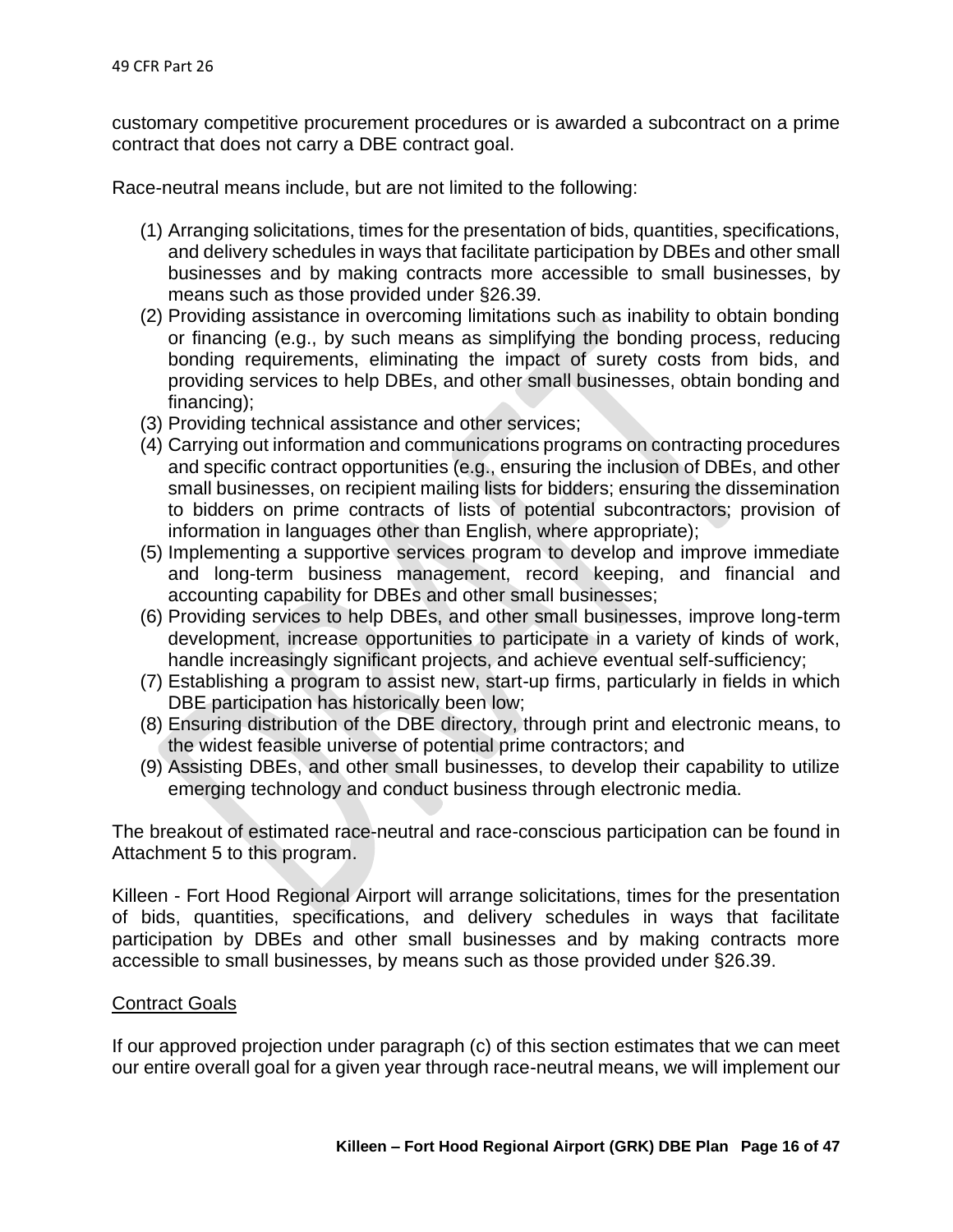customary competitive procurement procedures or is awarded a subcontract on a prime contract that does not carry a DBE contract goal.

Race-neutral means include, but are not limited to the following:

(1) Arranging solicitations, times for the presentation of bids, quantities, specifications, and delivery schedules in ways that facilitate participation by DBEs and other small businesses and by making contracts more accessible to small businesses, by means such as those provided under §26.39.
(2) Providing assistance in overcoming limitations such as inability to obtain bonding or financing (e.g., by such means as simplifying the bonding process, reducing bonding requirements, eliminating the impact of surety costs from bids, and providing services to help DBEs, and other small businesses, obtain bonding and financing);
(3) Providing technical assistance and other services;
(4) Carrying out information and communications programs on contracting procedures and specific contract opportunities (e.g., ensuring the inclusion of DBEs, and other small businesses, on recipient mailing lists for bidders; ensuring the dissemination to bidders on prime contracts of lists of potential subcontractors; provision of information in languages other than English, where appropriate);
(5) Implementing a supportive services program to develop and improve immediate and long-term business management, record keeping, and financial and accounting capability for DBEs and other small businesses;
(6) Providing services to help DBEs, and other small businesses, improve long-term development, increase opportunities to participate in a variety of kinds of work, handle increasingly significant projects, and achieve eventual self-sufficiency;
(7) Establishing a program to assist new, start-up firms, particularly in fields in which DBE participation has historically been low;
(8) Ensuring distribution of the DBE directory, through print and electronic means, to the widest feasible universe of potential prime contractors; and
(9) Assisting DBEs, and other small businesses, to develop their capability to utilize emerging technology and conduct business through electronic media.

The breakout of estimated race-neutral and race-conscious participation can be found in Attachment 5 to this program.

Killeen - Fort Hood Regional Airport will arrange solicitations, times for the presentation of bids, quantities, specifications, and delivery schedules in ways that facilitate participation by DBEs and other small businesses and by making contracts more accessible to small businesses, by means such as those provided under §26.39.

## Contract Goals

If our approved projection under paragraph (c) of this section estimates that we can meet our entire overall goal for a given year through race-neutral means, we will implement our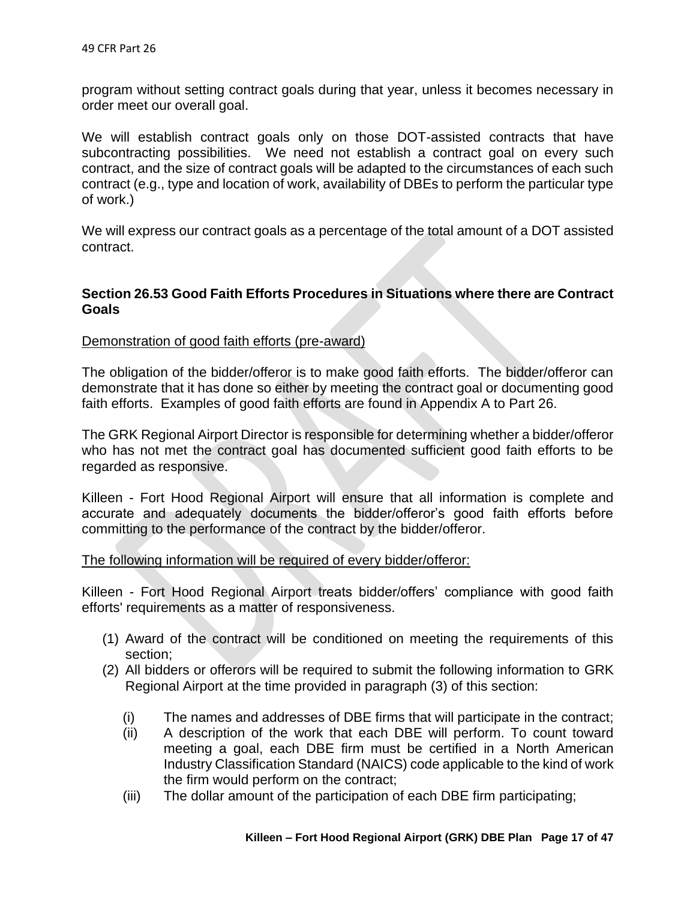program without setting contract goals during that year, unless it becomes necessary in order meet our overall goal.

We will establish contract goals only on those DOT-assisted contracts that have subcontracting possibilities. We need not establish a contract goal on every such contract, and the size of contract goals will be adapted to the circumstances of each such contract (e.g., type and location of work, availability of DBEs to perform the particular type of work.)

We will express our contract goals as a percentage of the total amount of a DOT assisted contract.

### Section 26.53 Good Faith Efforts Procedures in Situations where there are Contract Goals

Demonstration of good faith efforts (pre-award)

The obligation of the bidder/offeror is to make good faith efforts. The bidder/offeror can demonstrate that it has done so either by meeting the contract goal or documenting good faith efforts. Examples of good faith efforts are found in Appendix A to Part 26.

The GRK Regional Airport Director is responsible for determining whether a bidder/offeror who has not met the contract goal has documented sufficient good faith efforts to be regarded as responsive.

Killeen - Fort Hood Regional Airport will ensure that all information is complete and accurate and adequately documents the bidder/offeror's good faith efforts before committing to the performance of the contract by the bidder/offeror.

The following information will be required of every bidder/offeror:

Killeen - Fort Hood Regional Airport treats bidder/offers' compliance with good faith efforts' requirements as a matter of responsiveness.

(1) Award of the contract will be conditioned on meeting the requirements of this section;
(2) All bidders or offerors will be required to submit the following information to GRK Regional Airport at the time provided in paragraph (3) of this section:
    (i) The names and addresses of DBE firms that will participate in the contract;
    (ii) A description of the work that each DBE will perform. To count toward meeting a goal, each DBE firm must be certified in a North American Industry Classification Standard (NAICS) code applicable to the kind of work the firm would perform on the contract;
    (iii) The dollar amount of the participation of each DBE firm participating;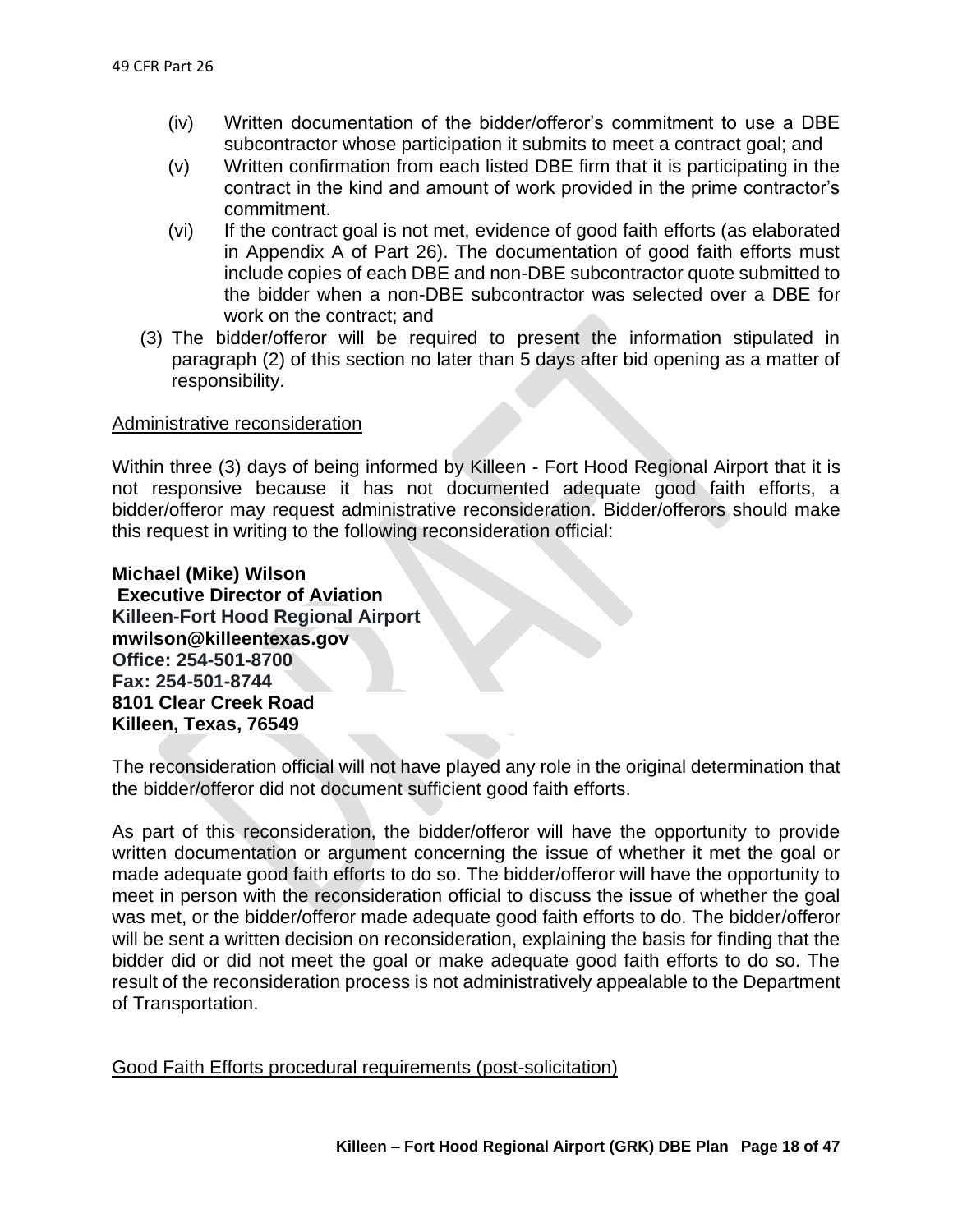(iv) Written documentation of the bidder/offeror's commitment to use a DBE subcontractor whose participation it submits to meet a contract goal; and

(v) Written confirmation from each listed DBE firm that it is participating in the contract in the kind and amount of work provided in the prime contractor's commitment.

(vi) If the contract goal is not met, evidence of good faith efforts (as elaborated in Appendix A of Part 26). The documentation of good faith efforts must include copies of each DBE and non-DBE subcontractor quote submitted to the bidder when a non-DBE subcontractor was selected over a DBE for work on the contract; and

(3) The bidder/offeror will be required to present the information stipulated in paragraph (2) of this section no later than 5 days after bid opening as a matter of responsibility.

Administrative reconsideration

Within three (3) days of being informed by Killeen - Fort Hood Regional Airport that it is not responsive because it has not documented adequate good faith efforts, a bidder/offeror may request administrative reconsideration. Bidder/offerors should make this request in writing to the following reconsideration official:

**Michael (Mike) Wilson**
**Executive Director of Aviation**
**Killeen-Fort Hood Regional Airport**
**mwilson@killeentexas.gov**
**Office: 254-501-8700**
**Fax: 254-501-8744**
**8101 Clear Creek Road**
**Killeen, Texas, 76549**

The reconsideration official will not have played any role in the original determination that the bidder/offeror did not document sufficient good faith efforts.

As part of this reconsideration, the bidder/offeror will have the opportunity to provide written documentation or argument concerning the issue of whether it met the goal or made adequate good faith efforts to do so. The bidder/offeror will have the opportunity to meet in person with the reconsideration official to discuss the issue of whether the goal was met, or the bidder/offeror made adequate good faith efforts to do. The bidder/offeror will be sent a written decision on reconsideration, explaining the basis for finding that the bidder did or did not meet the goal or make adequate good faith efforts to do so. The result of the reconsideration process is not administratively appealable to the Department of Transportation.

Good Faith Efforts procedural requirements (post-solicitation)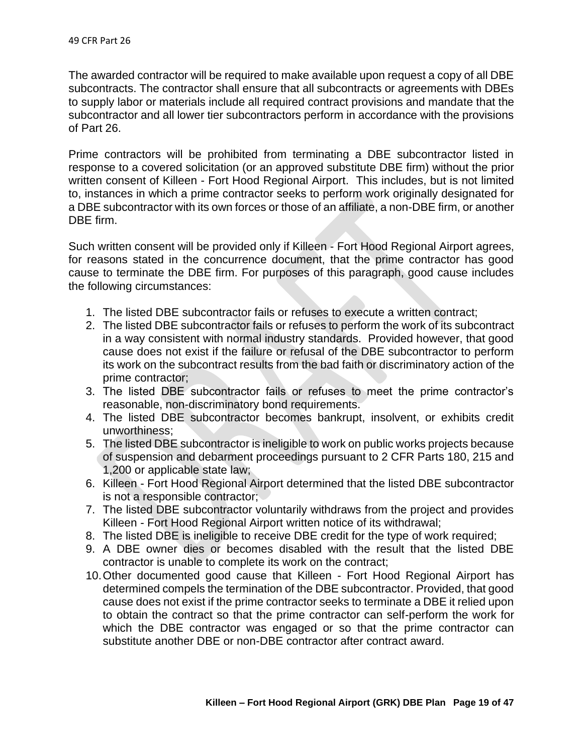The awarded contractor will be required to make available upon request a copy of all DBE subcontracts. The contractor shall ensure that all subcontracts or agreements with DBEs to supply labor or materials include all required contract provisions and mandate that the subcontractor and all lower tier subcontractors perform in accordance with the provisions of Part 26.

Prime contractors will be prohibited from terminating a DBE subcontractor listed in response to a covered solicitation (or an approved substitute DBE firm) without the prior written consent of Killeen - Fort Hood Regional Airport. This includes, but is not limited to, instances in which a prime contractor seeks to perform work originally designated for a DBE subcontractor with its own forces or those of an affiliate, a non-DBE firm, or another DBE firm.

Such written consent will be provided only if Killeen - Fort Hood Regional Airport agrees, for reasons stated in the concurrence document, that the prime contractor has good cause to terminate the DBE firm. For purposes of this paragraph, good cause includes the following circumstances:

1. The listed DBE subcontractor fails or refuses to execute a written contract;
2. The listed DBE subcontractor fails or refuses to perform the work of its subcontract in a way consistent with normal industry standards. Provided however, that good cause does not exist if the failure or refusal of the DBE subcontractor to perform its work on the subcontract results from the bad faith or discriminatory action of the prime contractor;
3. The listed DBE subcontractor fails or refuses to meet the prime contractor's reasonable, non-discriminatory bond requirements.
4. The listed DBE subcontractor becomes bankrupt, insolvent, or exhibits credit unworthiness;
5. The listed DBE subcontractor is ineligible to work on public works projects because of suspension and debarment proceedings pursuant to 2 CFR Parts 180, 215 and 1,200 or applicable state law;
6. Killeen - Fort Hood Regional Airport determined that the listed DBE subcontractor is not a responsible contractor;
7. The listed DBE subcontractor voluntarily withdraws from the project and provides Killeen - Fort Hood Regional Airport written notice of its withdrawal;
8. The listed DBE is ineligible to receive DBE credit for the type of work required;
9. A DBE owner dies or becomes disabled with the result that the listed DBE contractor is unable to complete its work on the contract;
10. Other documented good cause that Killeen - Fort Hood Regional Airport has determined compels the termination of the DBE subcontractor. Provided, that good cause does not exist if the prime contractor seeks to terminate a DBE it relied upon to obtain the contract so that the prime contractor can self-perform the work for which the DBE contractor was engaged or so that the prime contractor can substitute another DBE or non-DBE contractor after contract award.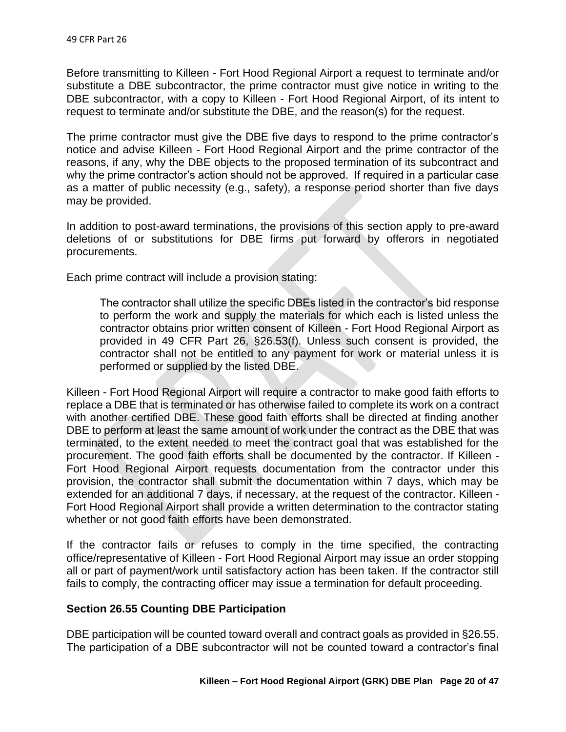Before transmitting to Killeen - Fort Hood Regional Airport a request to terminate and/or substitute a DBE subcontractor, the prime contractor must give notice in writing to the DBE subcontractor, with a copy to Killeen - Fort Hood Regional Airport, of its intent to request to terminate and/or substitute the DBE, and the reason(s) for the request.

The prime contractor must give the DBE five days to respond to the prime contractor's notice and advise Killeen - Fort Hood Regional Airport and the prime contractor of the reasons, if any, why the DBE objects to the proposed termination of its subcontract and why the prime contractor's action should not be approved. If required in a particular case as a matter of public necessity (e.g., safety), a response period shorter than five days may be provided.

In addition to post-award terminations, the provisions of this section apply to pre-award deletions of or substitutions for DBE firms put forward by offerors in negotiated procurements.

Each prime contract will include a provision stating:

> The contractor shall utilize the specific DBEs listed in the contractor's bid response to perform the work and supply the materials for which each is listed unless the contractor obtains prior written consent of Killeen - Fort Hood Regional Airport as provided in 49 CFR Part 26, §26.53(f). Unless such consent is provided, the contractor shall not be entitled to any payment for work or material unless it is performed or supplied by the listed DBE.

Killeen - Fort Hood Regional Airport will require a contractor to make good faith efforts to replace a DBE that is terminated or has otherwise failed to complete its work on a contract with another certified DBE. These good faith efforts shall be directed at finding another DBE to perform at least the same amount of work under the contract as the DBE that was terminated, to the extent needed to meet the contract goal that was established for the procurement. The good faith efforts shall be documented by the contractor. If Killeen - Fort Hood Regional Airport requests documentation from the contractor under this provision, the contractor shall submit the documentation within 7 days, which may be extended for an additional 7 days, if necessary, at the request of the contractor. Killeen - Fort Hood Regional Airport shall provide a written determination to the contractor stating whether or not good faith efforts have been demonstrated.

If the contractor fails or refuses to comply in the time specified, the contracting office/representative of Killeen - Fort Hood Regional Airport may issue an order stopping all or part of payment/work until satisfactory action has been taken. If the contractor still fails to comply, the contracting officer may issue a termination for default proceeding.

### Section 26.55 Counting DBE Participation

DBE participation will be counted toward overall and contract goals as provided in §26.55. The participation of a DBE subcontractor will not be counted toward a contractor's final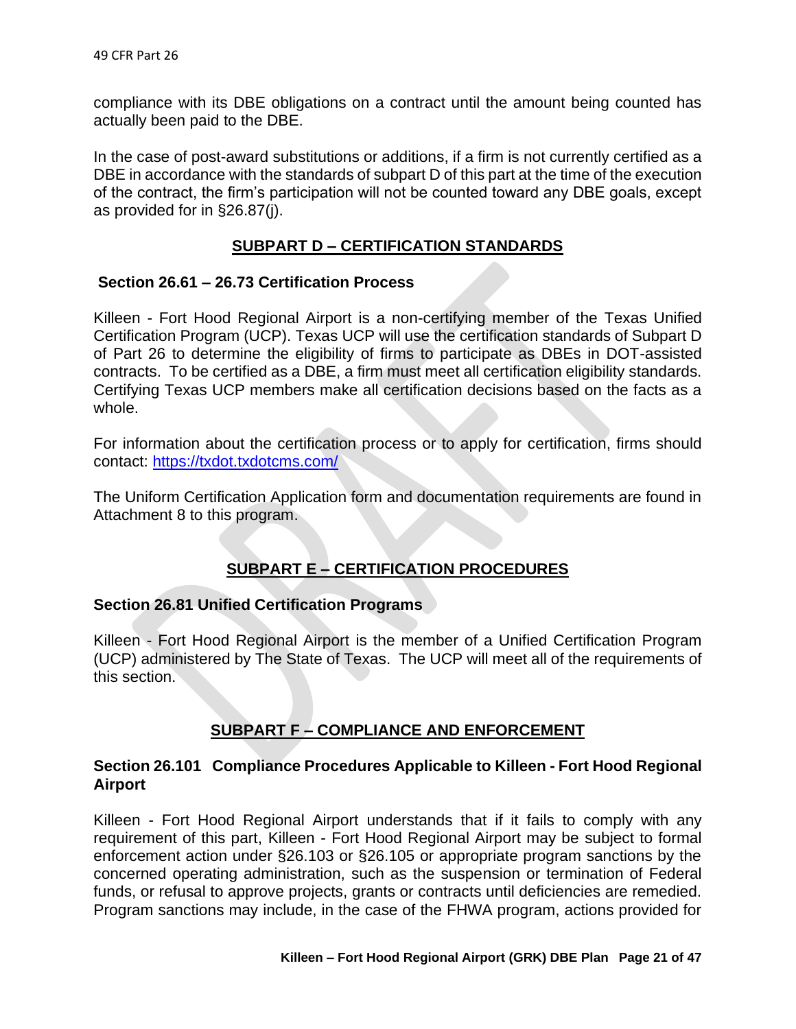compliance with its DBE obligations on a contract until the amount being counted has actually been paid to the DBE.

In the case of post-award substitutions or additions, if a firm is not currently certified as a DBE in accordance with the standards of subpart D of this part at the time of the execution of the contract, the firm's participation will not be counted toward any DBE goals, except as provided for in §26.87(j).

## SUBPART D – CERTIFICATION STANDARDS

### Section 26.61 – 26.73 Certification Process

Killeen - Fort Hood Regional Airport is a non-certifying member of the Texas Unified Certification Program (UCP). Texas UCP will use the certification standards of Subpart D of Part 26 to determine the eligibility of firms to participate as DBEs in DOT-assisted contracts. To be certified as a DBE, a firm must meet all certification eligibility standards. Certifying Texas UCP members make all certification decisions based on the facts as a whole.

For information about the certification process or to apply for certification, firms should contact: https://txdot.txdotcms.com/

The Uniform Certification Application form and documentation requirements are found in Attachment 8 to this program.

## SUBPART E – CERTIFICATION PROCEDURES

### Section 26.81 Unified Certification Programs

Killeen - Fort Hood Regional Airport is the member of a Unified Certification Program (UCP) administered by The State of Texas. The UCP will meet all of the requirements of this section.

## SUBPART F – COMPLIANCE AND ENFORCEMENT

### Section 26.101 Compliance Procedures Applicable to Killeen - Fort Hood Regional Airport

Killeen - Fort Hood Regional Airport understands that if it fails to comply with any requirement of this part, Killeen - Fort Hood Regional Airport may be subject to formal enforcement action under §26.103 or §26.105 or appropriate program sanctions by the concerned operating administration, such as the suspension or termination of Federal funds, or refusal to approve projects, grants or contracts until deficiencies are remedied. Program sanctions may include, in the case of the FHWA program, actions provided for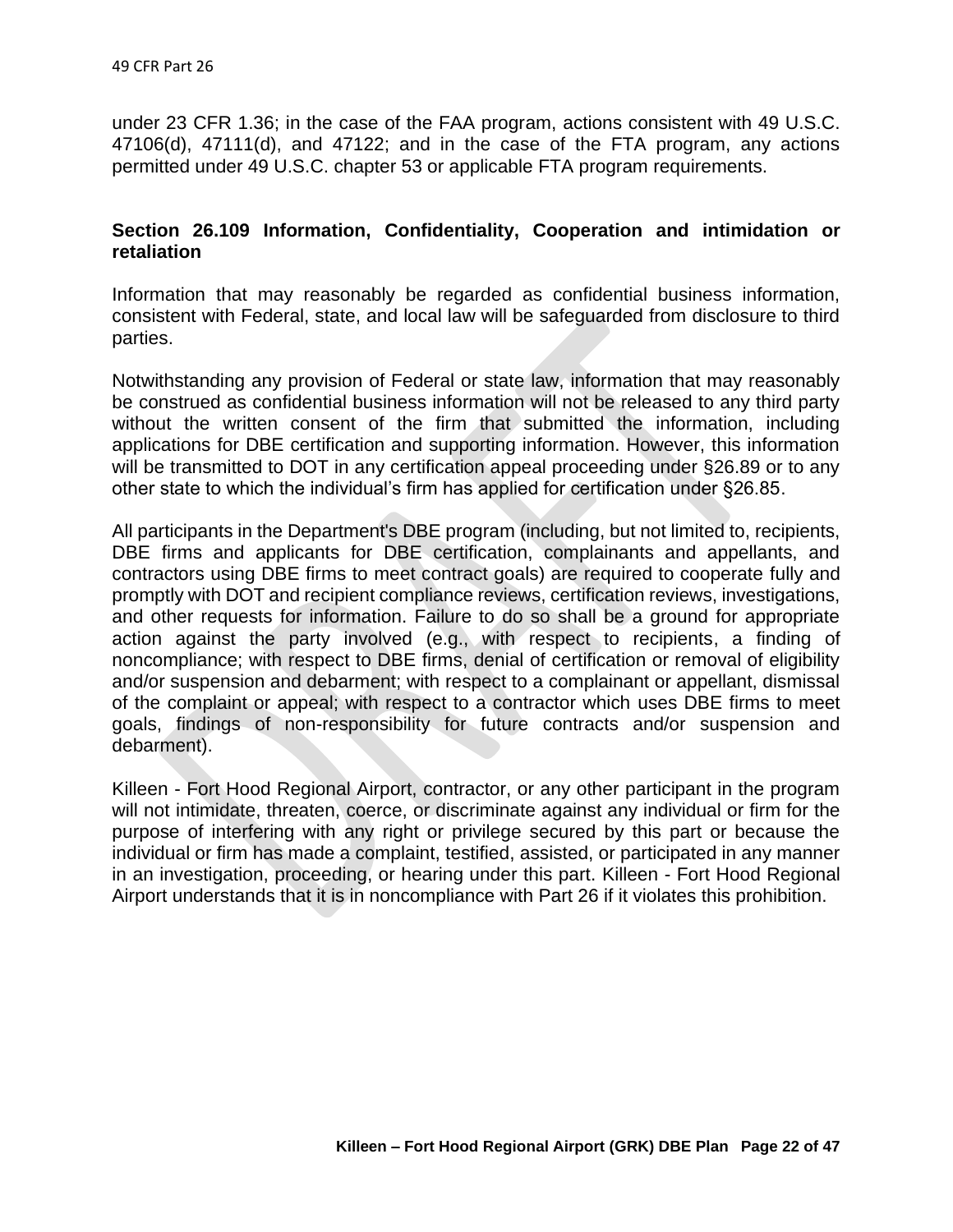under 23 CFR 1.36; in the case of the FAA program, actions consistent with 49 U.S.C. 47106(d), 47111(d), and 47122; and in the case of the FTA program, any actions permitted under 49 U.S.C. chapter 53 or applicable FTA program requirements.

### Section 26.109 Information, Confidentiality, Cooperation and intimidation or retaliation

Information that may reasonably be regarded as confidential business information, consistent with Federal, state, and local law will be safeguarded from disclosure to third parties.

Notwithstanding any provision of Federal or state law, information that may reasonably be construed as confidential business information will not be released to any third party without the written consent of the firm that submitted the information, including applications for DBE certification and supporting information. However, this information will be transmitted to DOT in any certification appeal proceeding under §26.89 or to any other state to which the individual's firm has applied for certification under §26.85.

All participants in the Department's DBE program (including, but not limited to, recipients, DBE firms and applicants for DBE certification, complainants and appellants, and contractors using DBE firms to meet contract goals) are required to cooperate fully and promptly with DOT and recipient compliance reviews, certification reviews, investigations, and other requests for information. Failure to do so shall be a ground for appropriate action against the party involved (e.g., with respect to recipients, a finding of noncompliance; with respect to DBE firms, denial of certification or removal of eligibility and/or suspension and debarment; with respect to a complainant or appellant, dismissal of the complaint or appeal; with respect to a contractor which uses DBE firms to meet goals, findings of non-responsibility for future contracts and/or suspension and debarment).

Killeen - Fort Hood Regional Airport, contractor, or any other participant in the program will not intimidate, threaten, coerce, or discriminate against any individual or firm for the purpose of interfering with any right or privilege secured by this part or because the individual or firm has made a complaint, testified, assisted, or participated in any manner in an investigation, proceeding, or hearing under this part. Killeen - Fort Hood Regional Airport understands that it is in noncompliance with Part 26 if it violates this prohibition.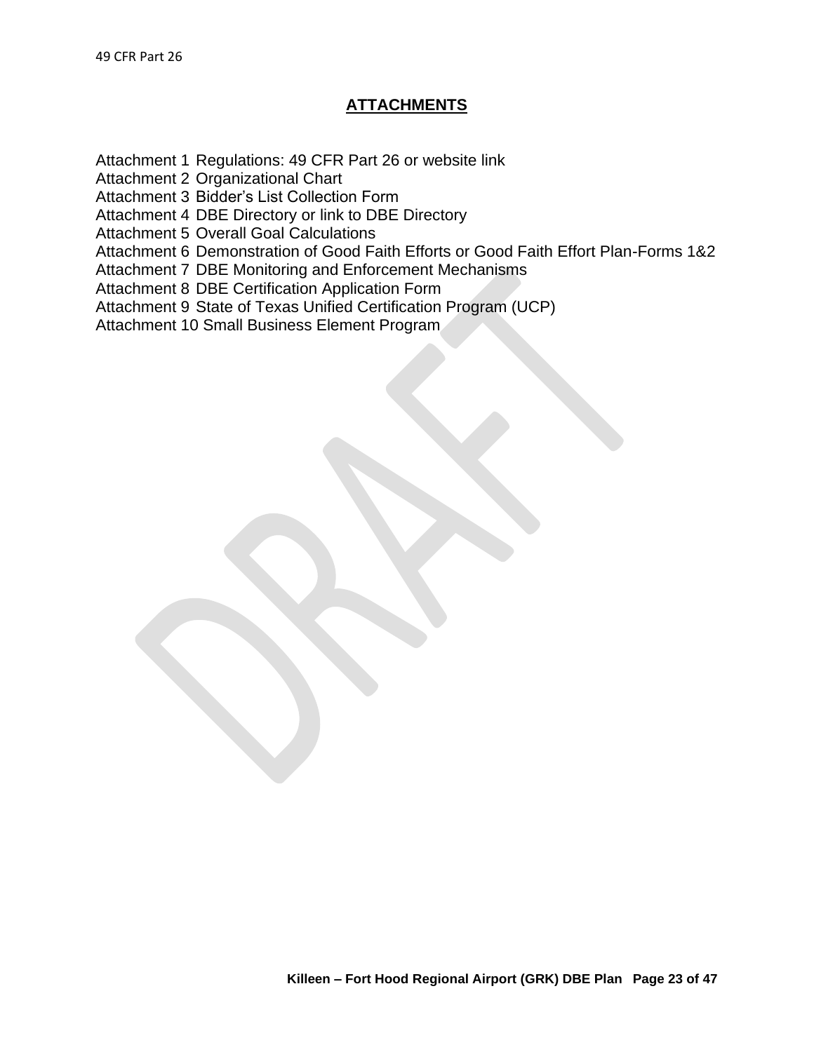## ATTACHMENTS

Attachment 1 Regulations: 49 CFR Part 26 or website link
Attachment 2 Organizational Chart
Attachment 3 Bidder's List Collection Form
Attachment 4 DBE Directory or link to DBE Directory
Attachment 5 Overall Goal Calculations
Attachment 6 Demonstration of Good Faith Efforts or Good Faith Effort Plan-Forms 1&2
Attachment 7 DBE Monitoring and Enforcement Mechanisms
Attachment 8 DBE Certification Application Form
Attachment 9 State of Texas Unified Certification Program (UCP)
Attachment 10 Small Business Element Program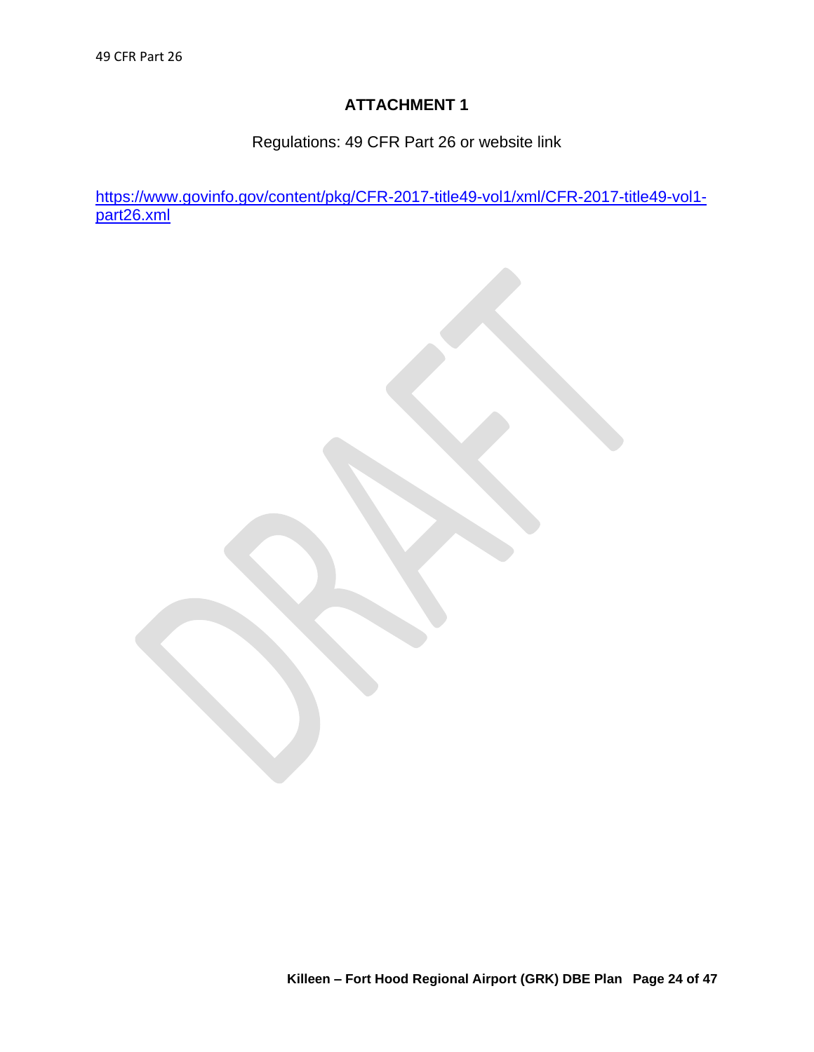# ATTACHMENT 1

Regulations: 49 CFR Part 26 or website link

https://www.govinfo.gov/content/pkg/CFR-2017-title49-vol1/xml/CFR-2017-title49-vol1-part26.xml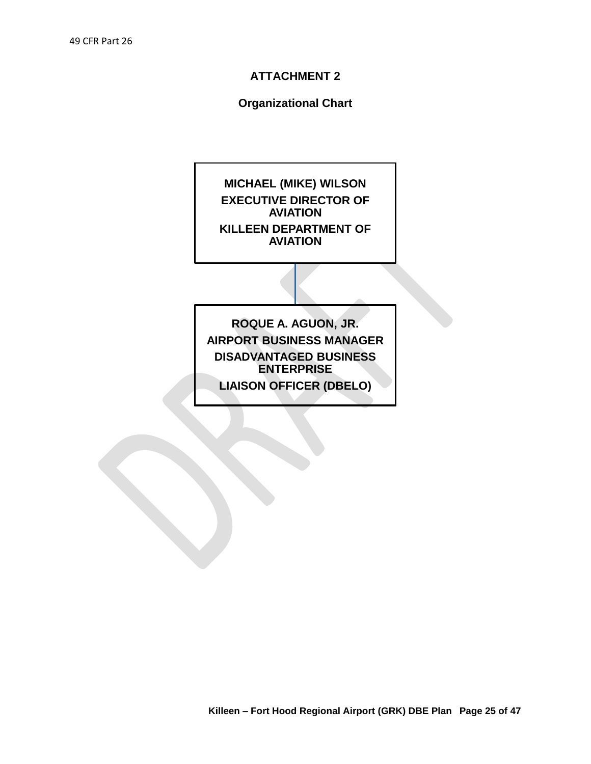## ATTACHMENT 2

### Organizational Chart

**MICHAEL (MIKE) WILSON**
**EXECUTIVE DIRECTOR OF AVIATION**
**KILLEEN DEPARTMENT OF AVIATION**

**ROQUE A. AGUON, JR.**
**AIRPORT BUSINESS MANAGER**
**DISADVANTAGED BUSINESS ENTERPRISE**
**LIAISON OFFICER (DBELO)**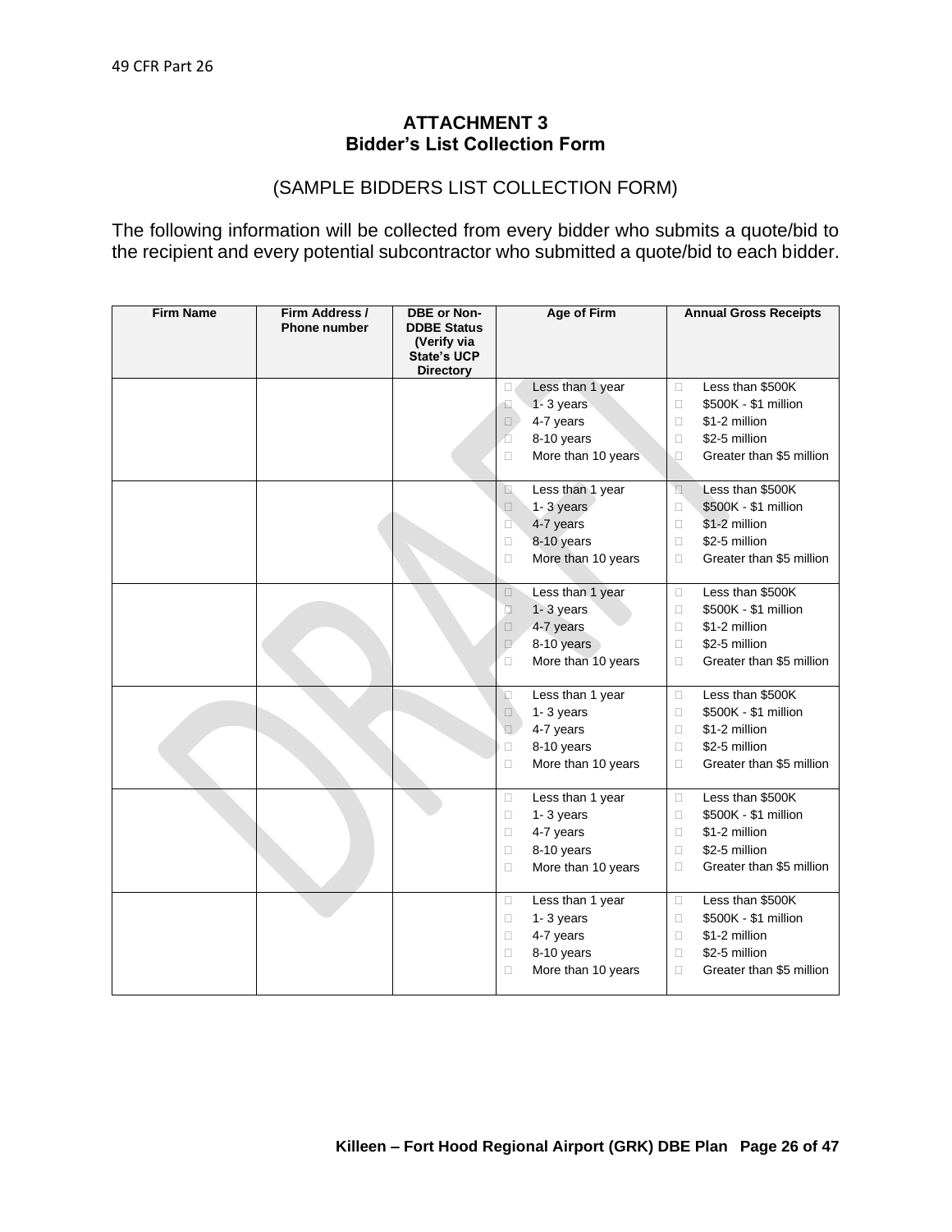49 CFR Part 26

## ATTACHMENT 3
## Bidder's List Collection Form

(SAMPLE BIDDERS LIST COLLECTION FORM)

The following information will be collected from every bidder who submits a quote/bid to the recipient and every potential subcontractor who submitted a quote/bid to each bidder.

| Firm Name | Firm Address / Phone number | DBE or Non-DDBE Status (Verify via State's UCP Directory | Age of Firm | Annual Gross Receipts |
|---|---|---|---|---|
| | | | ☐ Less than 1 year<br>☐ 1- 3 years<br>☐ 4-7 years<br>☐ 8-10 years<br>☐ More than 10 years | ☐ Less than \$500K<br>☐ \$500K - \$1 million<br>☐ \$1-2 million<br>☐ \$2-5 million<br>☐ Greater than \$5 million |
| | | | ☐ Less than 1 year<br>☐ 1- 3 years<br>☐ 4-7 years<br>☐ 8-10 years<br>☐ More than 10 years | ☐ Less than \$500K<br>☐ \$500K - \$1 million<br>☐ \$1-2 million<br>☐ \$2-5 million<br>☐ Greater than \$5 million |
| | | | ☐ Less than 1 year<br>☐ 1- 3 years<br>☐ 4-7 years<br>☐ 8-10 years<br>☐ More than 10 years | ☐ Less than \$500K<br>☐ \$500K - \$1 million<br>☐ \$1-2 million<br>☐ \$2-5 million<br>☐ Greater than \$5 million |
| | | | ☐ Less than 1 year<br>☐ 1- 3 years<br>☐ 4-7 years<br>☐ 8-10 years<br>☐ More than 10 years | ☐ Less than \$500K<br>☐ \$500K - \$1 million<br>☐ \$1-2 million<br>☐ \$2-5 million<br>☐ Greater than \$5 million |
| | | | ☐ Less than 1 year<br>☐ 1- 3 years<br>☐ 4-7 years<br>☐ 8-10 years<br>☐ More than 10 years | ☐ Less than \$500K<br>☐ \$500K - \$1 million<br>☐ \$1-2 million<br>☐ \$2-5 million<br>☐ Greater than \$5 million |
| | | | ☐ Less than 1 year<br>☐ 1- 3 years<br>☐ 4-7 years<br>☐ 8-10 years<br>☐ More than 10 years | ☐ Less than \$500K<br>☐ \$500K - \$1 million<br>☐ \$1-2 million<br>☐ \$2-5 million<br>☐ Greater than \$5 million |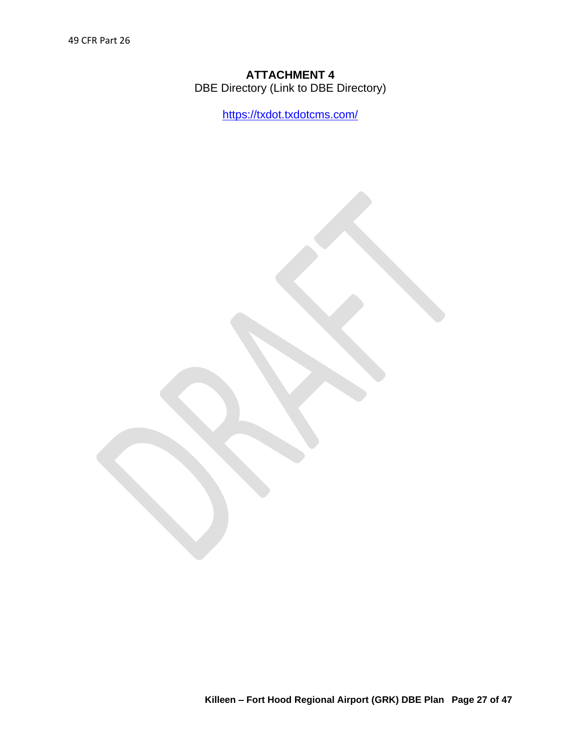# ATTACHMENT 4

DBE Directory (Link to DBE Directory)

https://txdot.txdotcms.com/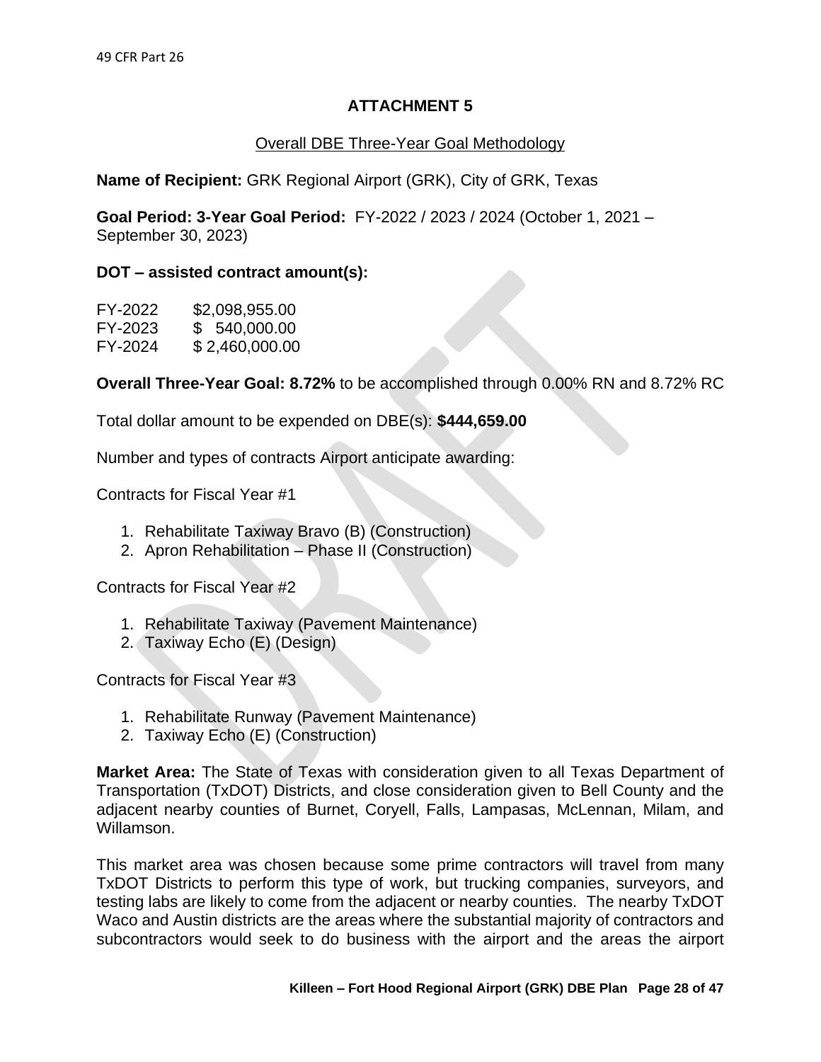# ATTACHMENT 5

Overall DBE Three-Year Goal Methodology

**Name of Recipient:** GRK Regional Airport (GRK), City of GRK, Texas

**Goal Period: 3-Year Goal Period:** FY-2022 / 2023 / 2024 (October 1, 2021 – September 30, 2023)

**DOT – assisted contract amount(s):**

| | |
|---|---|
| FY-2022 | $2,098,955.00 |
| FY-2023 | $ 540,000.00 |
| FY-2024 | $ 2,460,000.00 |

**Overall Three-Year Goal: 8.72%** to be accomplished through 0.00% RN and 8.72% RC

Total dollar amount to be expended on DBE(s): **$444,659.00**

Number and types of contracts Airport anticipate awarding:

Contracts for Fiscal Year #1

1. Rehabilitate Taxiway Bravo (B) (Construction)
2. Apron Rehabilitation – Phase II (Construction)

Contracts for Fiscal Year #2

1. Rehabilitate Taxiway (Pavement Maintenance)
2. Taxiway Echo (E) (Design)

Contracts for Fiscal Year #3

1. Rehabilitate Runway (Pavement Maintenance)
2. Taxiway Echo (E) (Construction)

**Market Area:** The State of Texas with consideration given to all Texas Department of Transportation (TxDOT) Districts, and close consideration given to Bell County and the adjacent nearby counties of Burnet, Coryell, Falls, Lampasas, McLennan, Milam, and Willamson.

This market area was chosen because some prime contractors will travel from many TxDOT Districts to perform this type of work, but trucking companies, surveyors, and testing labs are likely to come from the adjacent or nearby counties. The nearby TxDOT Waco and Austin districts are the areas where the substantial majority of contractors and subcontractors would seek to do business with the airport and the areas the airport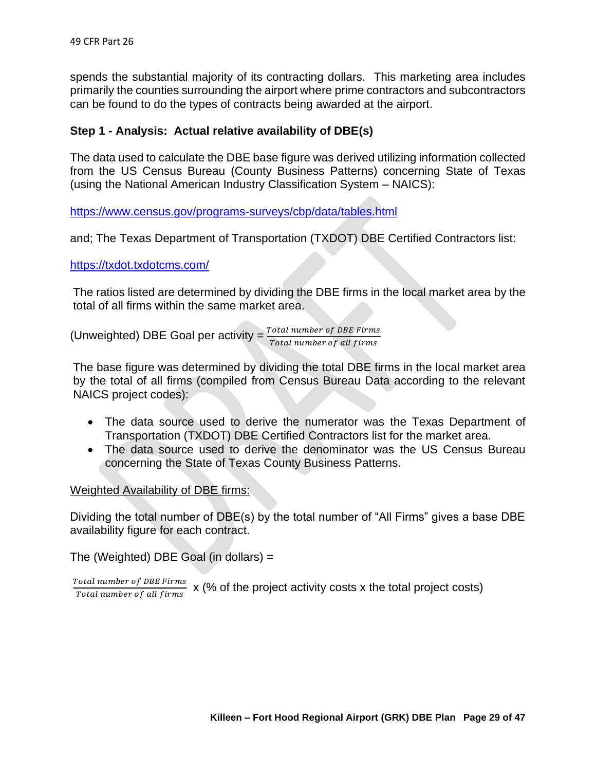spends the substantial majority of its contracting dollars. This marketing area includes primarily the counties surrounding the airport where prime contractors and subcontractors can be found to do the types of contracts being awarded at the airport.

**Step 1 - Analysis: Actual relative availability of DBE(s)**

The data used to calculate the DBE base figure was derived utilizing information collected from the US Census Bureau (County Business Patterns) concerning State of Texas (using the National American Industry Classification System – NAICS):

https://www.census.gov/programs-surveys/cbp/data/tables.html

and; The Texas Department of Transportation (TXDOT) DBE Certified Contractors list:

https://txdot.txdotcms.com/

The ratios listed are determined by dividing the DBE firms in the local market area by the total of all firms within the same market area.

(Unweighted) DBE Goal per activity = $\frac{Total\ number\ of\ DBE\ Firms}{Total\ number\ of\ all\ firms}$

The base figure was determined by dividing the total DBE firms in the local market area by the total of all firms (compiled from Census Bureau Data according to the relevant NAICS project codes):

- The data source used to derive the numerator was the Texas Department of Transportation (TXDOT) DBE Certified Contractors list for the market area.
- The data source used to derive the denominator was the US Census Bureau concerning the State of Texas County Business Patterns.

<u>Weighted Availability of DBE firms:</u>

Dividing the total number of DBE(s) by the total number of "All Firms" gives a base DBE availability figure for each contract.

The (Weighted) DBE Goal (in dollars) =

$\frac{Total\ number\ of\ DBE\ Firms}{Total\ number\ of\ all\ firms}$ x (% of the project activity costs x the total project costs)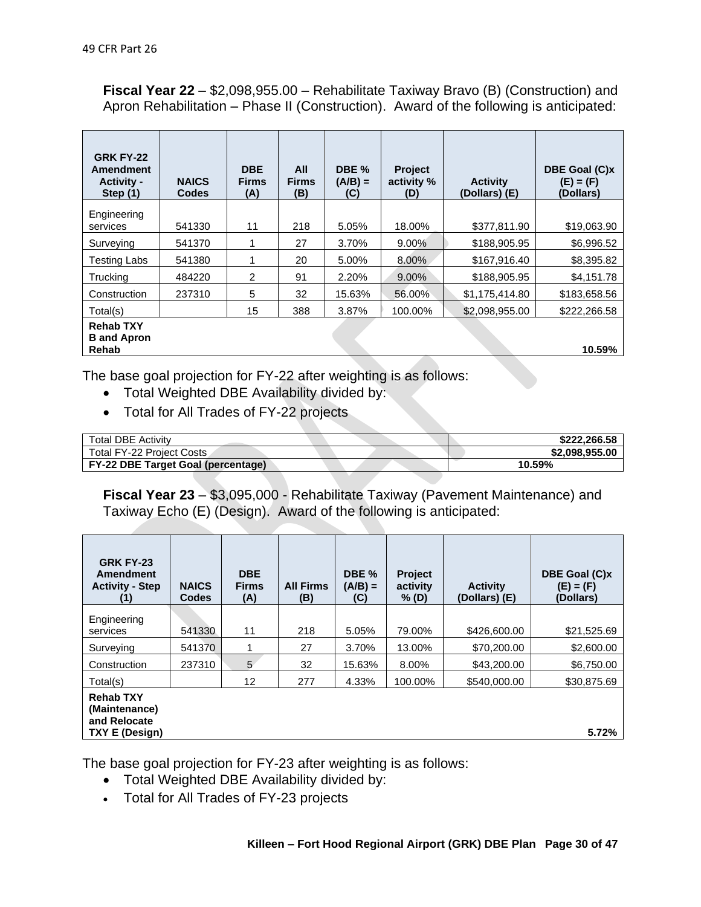**Fiscal Year 22** – $2,098,955.00 – Rehabilitate Taxiway Bravo (B) (Construction) and Apron Rehabilitation – Phase II (Construction). Award of the following is anticipated:

| GRK FY-22 Amendment Activity - Step (1) | NAICS Codes | DBE Firms (A) | All Firms (B) | DBE % (A/B) = (C) | Project activity % (D) | Activity (Dollars) (E) | DBE Goal (C)x (E) = (F) (Dollars) |
|---|---|---|---|---|---|---|---|
| Engineering services | 541330 | 11 | 218 | 5.05% | 18.00% | $377,811.90 | $19,063.90 |
| Surveying | 541370 | 1 | 27 | 3.70% | 9.00% | $188,905.95 | $6,996.52 |
| Testing Labs | 541380 | 1 | 20 | 5.00% | 8.00% | $167,916.40 | $8,395.82 |
| Trucking | 484220 | 2 | 91 | 2.20% | 9.00% | $188,905.95 | $4,151.78 |
| Construction | 237310 | 5 | 32 | 15.63% | 56.00% | $1,175,414.80 | $183,658.56 |
| Total(s) | | 15 | 388 | 3.87% | 100.00% | $2,098,955.00 | $222,266.58 |
| **Rehab TXY B and Apron Rehab** | | | | | | | **10.59%** |

The base goal projection for FY-22 after weighting is as follows:

- Total Weighted DBE Availability divided by:
- Total for All Trades of FY-22 projects

| Total DBE Activity | **$222,266.58** |
|---|---|
| Total FY-22 Project Costs | **$2,098,955.00** |
| **FY-22 DBE Target Goal (percentage)** | **10.59%** |

**Fiscal Year 23** – $3,095,000 - Rehabilitate Taxiway (Pavement Maintenance) and Taxiway Echo (E) (Design). Award of the following is anticipated:

| GRK FY-23 Amendment Activity - Step (1) | NAICS Codes | DBE Firms (A) | All Firms (B) | DBE % (A/B) = (C) | Project activity % (D) | Activity (Dollars) (E) | DBE Goal (C)x (E) = (F) (Dollars) |
|---|---|---|---|---|---|---|---|
| Engineering services | 541330 | 11 | 218 | 5.05% | 79.00% | $426,600.00 | $21,525.69 |
| Surveying | 541370 | 1 | 27 | 3.70% | 13.00% | $70,200.00 | $2,600.00 |
| Construction | 237310 | 5 | 32 | 15.63% | 8.00% | $43,200.00 | $6,750.00 |
| Total(s) | | 12 | 277 | 4.33% | 100.00% | $540,000.00 | $30,875.69 |
| **Rehab TXY (Maintenance) and Relocate TXY E (Design)** | | | | | | | **5.72%** |

The base goal projection for FY-23 after weighting is as follows:

- Total Weighted DBE Availability divided by:
- Total for All Trades of FY-23 projects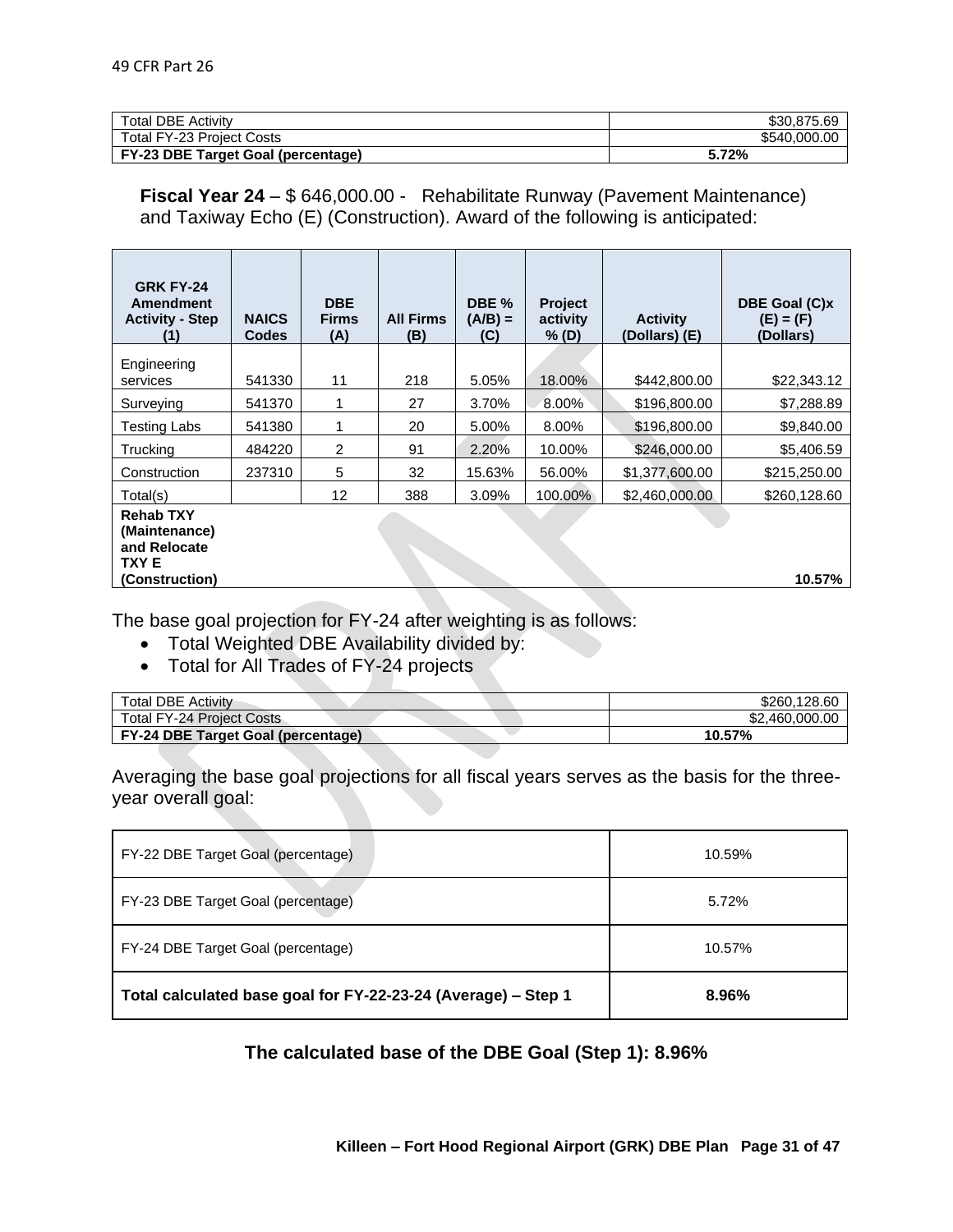| Total DBE Activity | $30,875.69 |
|---|---|
| Total FY-23 Project Costs | $540,000.00 |
| **FY-23 DBE Target Goal (percentage)** | **5.72%** |

**Fiscal Year 24** – $ 646,000.00 - Rehabilitate Runway (Pavement Maintenance) and Taxiway Echo (E) (Construction). Award of the following is anticipated:

| GRK FY-24 Amendment Activity - Step (1) | NAICS Codes | DBE Firms (A) | All Firms (B) | DBE % (A/B) = (C) | Project activity % (D) | Activity (Dollars) (E) | DBE Goal (C)x (E) = (F) (Dollars) |
|---|---|---|---|---|---|---|---|
| Engineering services | 541330 | 11 | 218 | 5.05% | 18.00% | $442,800.00 | $22,343.12 |
| Surveying | 541370 | 1 | 27 | 3.70% | 8.00% | $196,800.00 | $7,288.89 |
| Testing Labs | 541380 | 1 | 20 | 5.00% | 8.00% | $196,800.00 | $9,840.00 |
| Trucking | 484220 | 2 | 91 | 2.20% | 10.00% | $246,000.00 | $5,406.59 |
| Construction | 237310 | 5 | 32 | 15.63% | 56.00% | $1,377,600.00 | $215,250.00 |
| Total(s) | | 12 | 388 | 3.09% | 100.00% | $2,460,000.00 | $260,128.60 |
| **Rehab TXY (Maintenance) and Relocate TXY E (Construction)** | | | | | | | **10.57%** |

The base goal projection for FY-24 after weighting is as follows:

- Total Weighted DBE Availability divided by:
- Total for All Trades of FY-24 projects

| Total DBE Activity | $260,128.60 |
|---|---|
| Total FY-24 Project Costs | $2,460,000.00 |
| **FY-24 DBE Target Goal (percentage)** | **10.57%** |

Averaging the base goal projections for all fiscal years serves as the basis for the three-year overall goal:

| FY-22 DBE Target Goal (percentage) | 10.59% |
|---|---|
| FY-23 DBE Target Goal (percentage) | 5.72% |
| FY-24 DBE Target Goal (percentage) | 10.57% |
| **Total calculated base goal for FY-22-23-24 (Average) – Step 1** | **8.96%** |

**The calculated base of the DBE Goal (Step 1): 8.96%**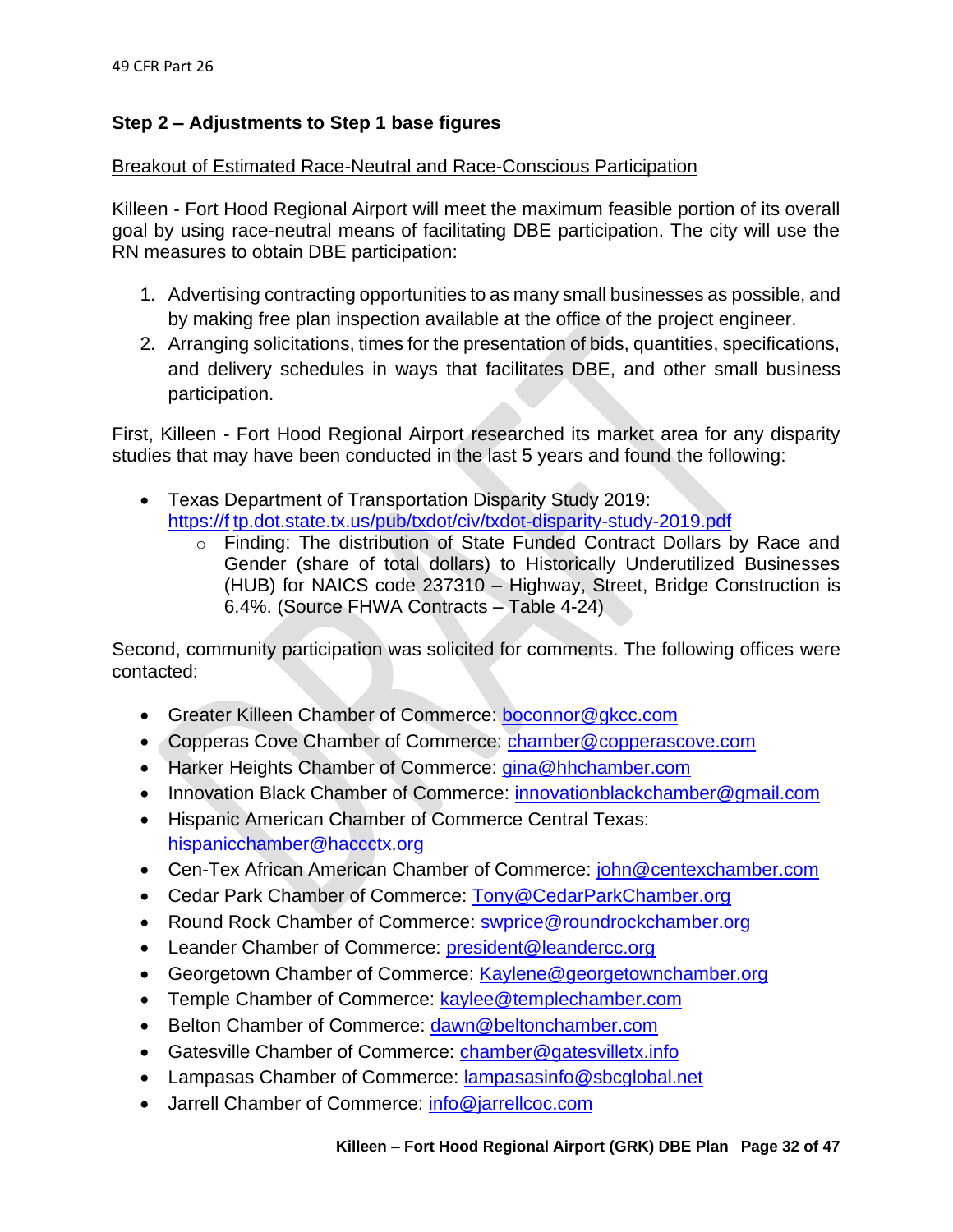## Step 2 – Adjustments to Step 1 base figures

Breakout of Estimated Race-Neutral and Race-Conscious Participation

Killeen - Fort Hood Regional Airport will meet the maximum feasible portion of its overall goal by using race-neutral means of facilitating DBE participation. The city will use the RN measures to obtain DBE participation:

1. Advertising contracting opportunities to as many small businesses as possible, and by making free plan inspection available at the office of the project engineer.
2. Arranging solicitations, times for the presentation of bids, quantities, specifications, and delivery schedules in ways that facilitates DBE, and other small business participation.

First, Killeen - Fort Hood Regional Airport researched its market area for any disparity studies that may have been conducted in the last 5 years and found the following:

- Texas Department of Transportation Disparity Study 2019: https://f tp.dot.state.tx.us/pub/txdot/civ/txdot-disparity-study-2019.pdf
  - Finding: The distribution of State Funded Contract Dollars by Race and Gender (share of total dollars) to Historically Underutilized Businesses (HUB) for NAICS code 237310 – Highway, Street, Bridge Construction is 6.4%. (Source FHWA Contracts – Table 4-24)

Second, community participation was solicited for comments. The following offices were contacted:

- Greater Killeen Chamber of Commerce: boconnor@gkcc.com
- Copperas Cove Chamber of Commerce: chamber@copperascove.com
- Harker Heights Chamber of Commerce: gina@hhchamber.com
- Innovation Black Chamber of Commerce: innovationblackchamber@gmail.com
- Hispanic American Chamber of Commerce Central Texas: hispanicchamber@haccctx.org
- Cen-Tex African American Chamber of Commerce: john@centexchamber.com
- Cedar Park Chamber of Commerce: Tony@CedarParkChamber.org
- Round Rock Chamber of Commerce: swprice@roundrockchamber.org
- Leander Chamber of Commerce: president@leandercc.org
- Georgetown Chamber of Commerce: Kaylene@georgetownchamber.org
- Temple Chamber of Commerce: kaylee@templechamber.com
- Belton Chamber of Commerce: dawn@beltonchamber.com
- Gatesville Chamber of Commerce: chamber@gatesvilletx.info
- Lampasas Chamber of Commerce: lampasasinfo@sbcglobal.net
- Jarrell Chamber of Commerce: info@jarrellcoc.com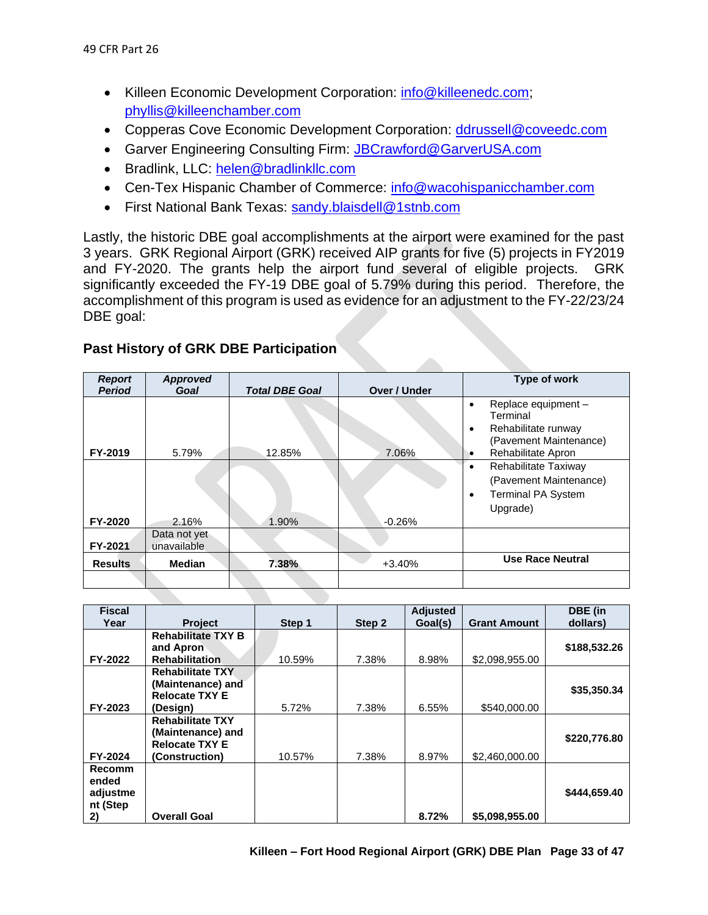- Killeen Economic Development Corporation: info@killeenedc.com; phyllis@killeenchamber.com
- Copperas Cove Economic Development Corporation: ddrussell@coveedc.com
- Garver Engineering Consulting Firm: JBCrawford@GarverUSA.com
- Bradlink, LLC: helen@bradlinkllc.com
- Cen-Tex Hispanic Chamber of Commerce: info@wacohispanicchamber.com
- First National Bank Texas: sandy.blaisdell@1stnb.com

Lastly, the historic DBE goal accomplishments at the airport were examined for the past 3 years. GRK Regional Airport (GRK) received AIP grants for five (5) projects in FY2019 and FY-2020. The grants help the airport fund several of eligible projects. GRK significantly exceeded the FY-19 DBE goal of 5.79% during this period. Therefore, the accomplishment of this program is used as evidence for an adjustment to the FY-22/23/24 DBE goal:

## Past History of GRK DBE Participation

| *Report Period* | *Approved Goal* | *Total DBE Goal* | Over / Under | Type of work |
|---|---|---|---|---|
| **FY-2019** | 5.79% | 12.85% | 7.06% | • Replace equipment – Terminal<br>• Rehabilitate runway (Pavement Maintenance)<br>• Rehabilitate Apron |
| **FY-2020** | 2.16% | 1.90% | -0.26% | • Rehabilitate Taxiway (Pavement Maintenance)<br>• Terminal PA System Upgrade) |
| **FY-2021** | Data not yet unavailable | | | |
| **Results** | **Median** | **7.38%** | +3.40% | **Use Race Neutral** |
| | | | | |

| Fiscal Year | Project | Step 1 | Step 2 | Adjusted Goal(s) | Grant Amount | DBE (in dollars) |
|---|---|---|---|---|---|---|
| FY-2022 | **Rehabilitate TXY B and Apron Rehabilitation** | 10.59% | 7.38% | 8.98% | $2,098,955.00 | **$188,532.26** |
| FY-2023 | **Rehabilitate TXY (Maintenance) and Relocate TXY E (Design)** | 5.72% | 7.38% | 6.55% | $540,000.00 | **$35,350.34** |
| FY-2024 | **Rehabilitate TXY (Maintenance) and Relocate TXY E (Construction)** | 10.57% | 7.38% | 8.97% | $2,460,000.00 | **$220,776.80** |
| **Recommended adjustment (Step 2)** | **Overall Goal** | | | **8.72%** | **$5,098,955.00** | **$444,659.40** |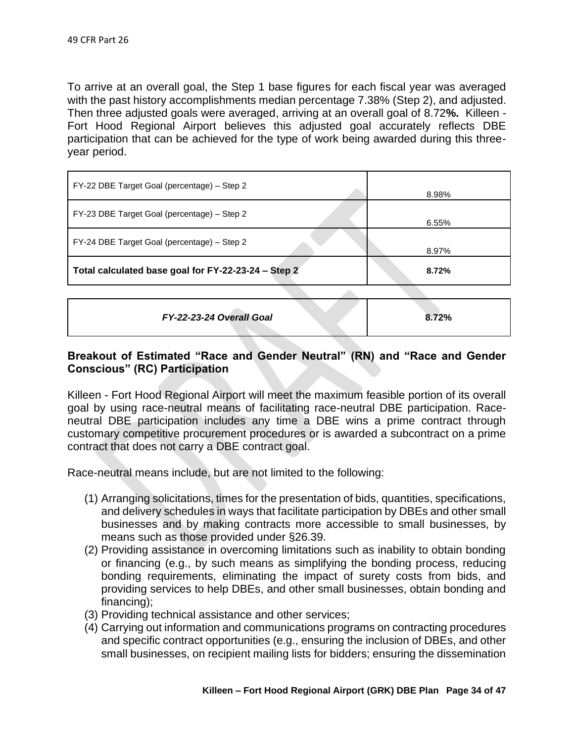To arrive at an overall goal, the Step 1 base figures for each fiscal year was averaged with the past history accomplishments median percentage 7.38% (Step 2), and adjusted. Then three adjusted goals were averaged, arriving at an overall goal of 8.72**%.** Killeen - Fort Hood Regional Airport believes this adjusted goal accurately reflects DBE participation that can be achieved for the type of work being awarded during this three-year period.

| | |
|---|---|
| FY-22 DBE Target Goal (percentage) – Step 2 | 8.98% |
| FY-23 DBE Target Goal (percentage) – Step 2 | 6.55% |
| FY-24 DBE Target Goal (percentage) – Step 2 | 8.97% |
| **Total calculated base goal for FY-22-23-24 – Step 2** | **8.72%** |

| | |
|---|---|
| ***FY-22-23-24 Overall Goal*** | **8.72%** |

### Breakout of Estimated "Race and Gender Neutral" (RN) and "Race and Gender Conscious" (RC) Participation

Killeen - Fort Hood Regional Airport will meet the maximum feasible portion of its overall goal by using race-neutral means of facilitating race-neutral DBE participation. Race-neutral DBE participation includes any time a DBE wins a prime contract through customary competitive procurement procedures or is awarded a subcontract on a prime contract that does not carry a DBE contract goal.

Race-neutral means include, but are not limited to the following:

(1) Arranging solicitations, times for the presentation of bids, quantities, specifications, and delivery schedules in ways that facilitate participation by DBEs and other small businesses and by making contracts more accessible to small businesses, by means such as those provided under §26.39.
(2) Providing assistance in overcoming limitations such as inability to obtain bonding or financing (e.g., by such means as simplifying the bonding process, reducing bonding requirements, eliminating the impact of surety costs from bids, and providing services to help DBEs, and other small businesses, obtain bonding and financing);
(3) Providing technical assistance and other services;
(4) Carrying out information and communications programs on contracting procedures and specific contract opportunities (e.g., ensuring the inclusion of DBEs, and other small businesses, on recipient mailing lists for bidders; ensuring the dissemination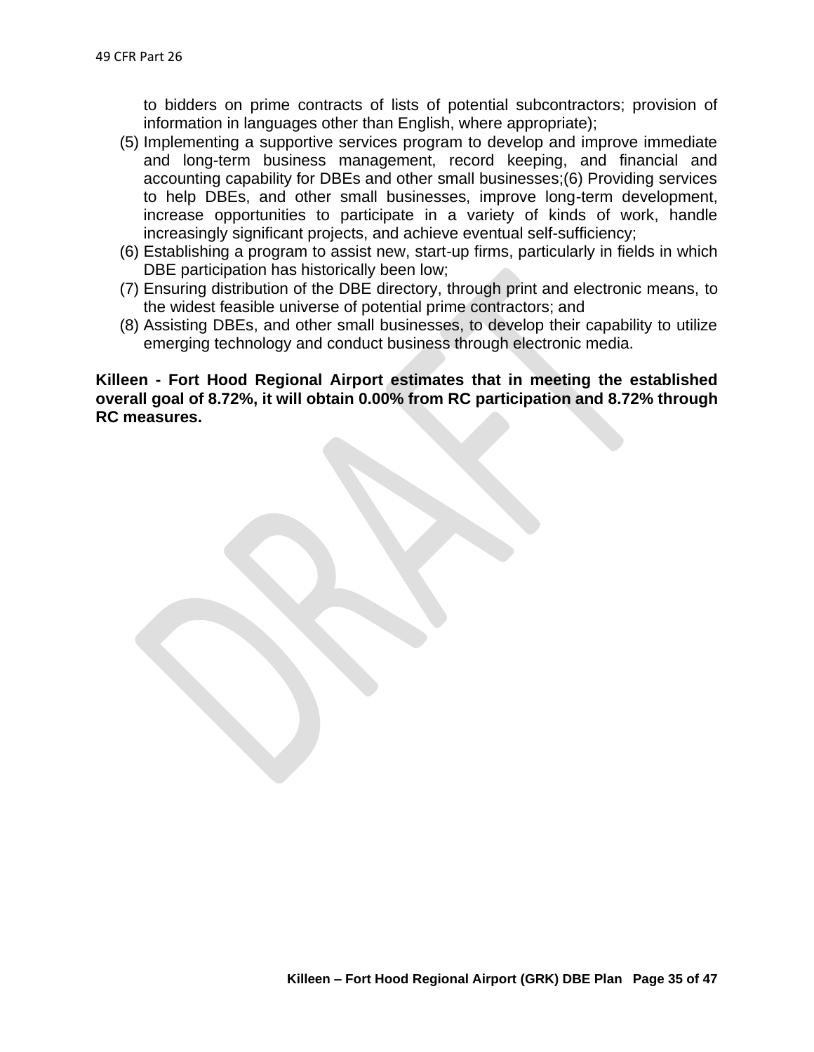to bidders on prime contracts of lists of potential subcontractors; provision of information in languages other than English, where appropriate);

(5) Implementing a supportive services program to develop and improve immediate and long-term business management, record keeping, and financial and accounting capability for DBEs and other small businesses;(6) Providing services to help DBEs, and other small businesses, improve long-term development, increase opportunities to participate in a variety of kinds of work, handle increasingly significant projects, and achieve eventual self-sufficiency;

(6) Establishing a program to assist new, start-up firms, particularly in fields in which DBE participation has historically been low;

(7) Ensuring distribution of the DBE directory, through print and electronic means, to the widest feasible universe of potential prime contractors; and

(8) Assisting DBEs, and other small businesses, to develop their capability to utilize emerging technology and conduct business through electronic media.

**Killeen - Fort Hood Regional Airport estimates that in meeting the established overall goal of 8.72%, it will obtain 0.00% from RC participation and 8.72% through RC measures.**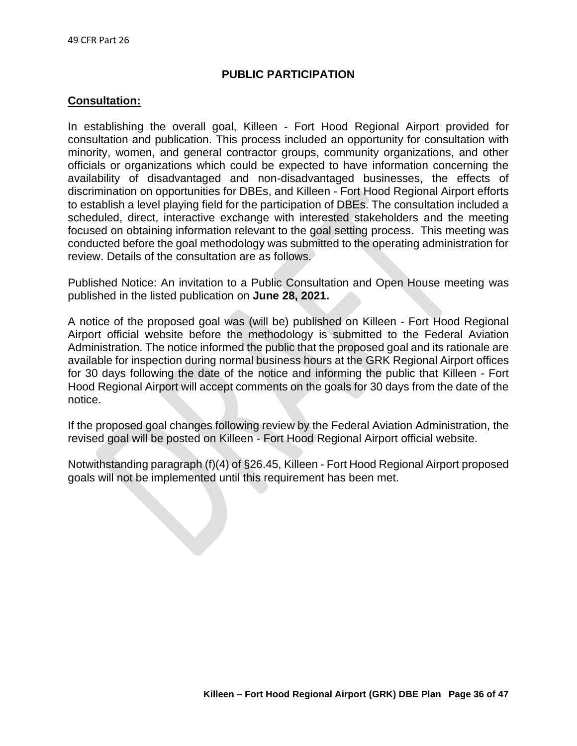## PUBLIC PARTICIPATION

**Consultation:**

In establishing the overall goal, Killeen - Fort Hood Regional Airport provided for consultation and publication. This process included an opportunity for consultation with minority, women, and general contractor groups, community organizations, and other officials or organizations which could be expected to have information concerning the availability of disadvantaged and non-disadvantaged businesses, the effects of discrimination on opportunities for DBEs, and Killeen - Fort Hood Regional Airport efforts to establish a level playing field for the participation of DBEs. The consultation included a scheduled, direct, interactive exchange with interested stakeholders and the meeting focused on obtaining information relevant to the goal setting process. This meeting was conducted before the goal methodology was submitted to the operating administration for review. Details of the consultation are as follows.

Published Notice: An invitation to a Public Consultation and Open House meeting was published in the listed publication on **June 28, 2021.**

A notice of the proposed goal was (will be) published on Killeen - Fort Hood Regional Airport official website before the methodology is submitted to the Federal Aviation Administration. The notice informed the public that the proposed goal and its rationale are available for inspection during normal business hours at the GRK Regional Airport offices for 30 days following the date of the notice and informing the public that Killeen - Fort Hood Regional Airport will accept comments on the goals for 30 days from the date of the notice.

If the proposed goal changes following review by the Federal Aviation Administration, the revised goal will be posted on Killeen - Fort Hood Regional Airport official website.

Notwithstanding paragraph (f)(4) of §26.45, Killeen - Fort Hood Regional Airport proposed goals will not be implemented until this requirement has been met.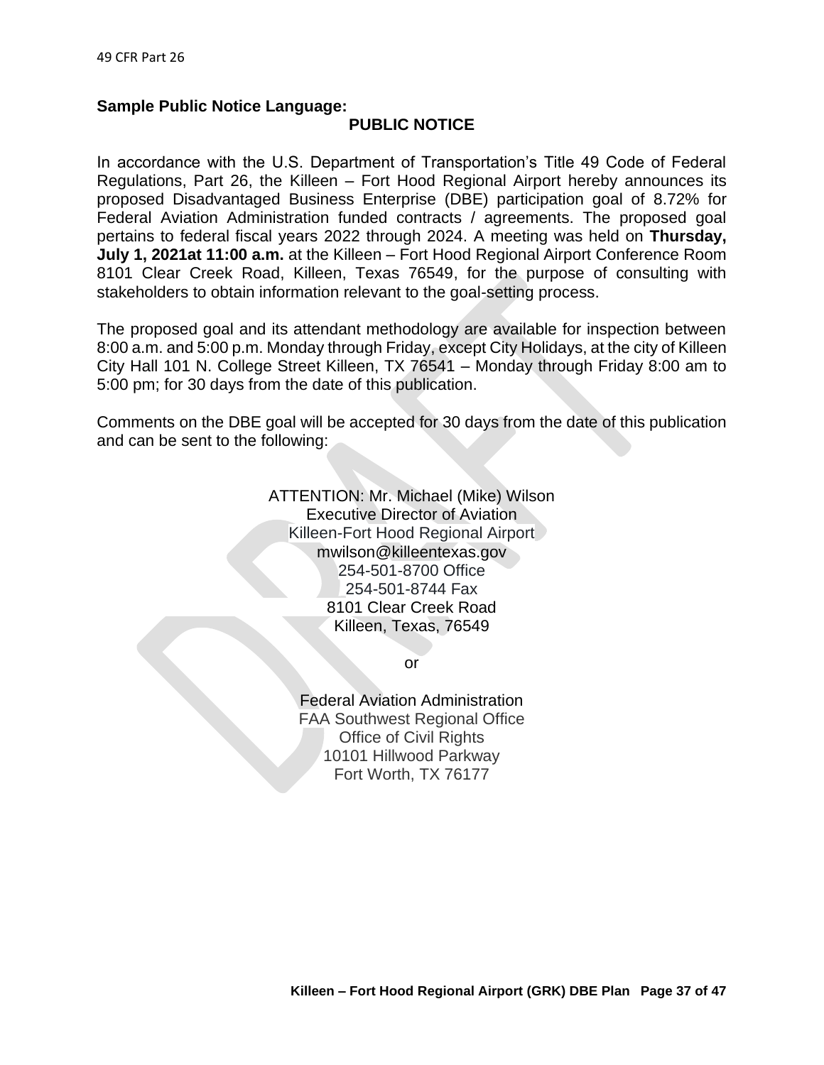**Sample Public Notice Language:**

**PUBLIC NOTICE**

In accordance with the U.S. Department of Transportation's Title 49 Code of Federal Regulations, Part 26, the Killeen – Fort Hood Regional Airport hereby announces its proposed Disadvantaged Business Enterprise (DBE) participation goal of 8.72% for Federal Aviation Administration funded contracts / agreements. The proposed goal pertains to federal fiscal years 2022 through 2024. A meeting was held on **Thursday, July 1, 2021at 11:00 a.m.** at the Killeen – Fort Hood Regional Airport Conference Room 8101 Clear Creek Road, Killeen, Texas 76549, for the purpose of consulting with stakeholders to obtain information relevant to the goal-setting process.

The proposed goal and its attendant methodology are available for inspection between 8:00 a.m. and 5:00 p.m. Monday through Friday, except City Holidays, at the city of Killeen City Hall 101 N. College Street Killeen, TX 76541 – Monday through Friday 8:00 am to 5:00 pm; for 30 days from the date of this publication.

Comments on the DBE goal will be accepted for 30 days from the date of this publication and can be sent to the following:

ATTENTION: Mr. Michael (Mike) Wilson
Executive Director of Aviation
Killeen-Fort Hood Regional Airport
mwilson@killeentexas.gov
254-501-8700 Office
254-501-8744 Fax
8101 Clear Creek Road
Killeen, Texas, 76549

or

Federal Aviation Administration
FAA Southwest Regional Office
Office of Civil Rights
10101 Hillwood Parkway
Fort Worth, TX 76177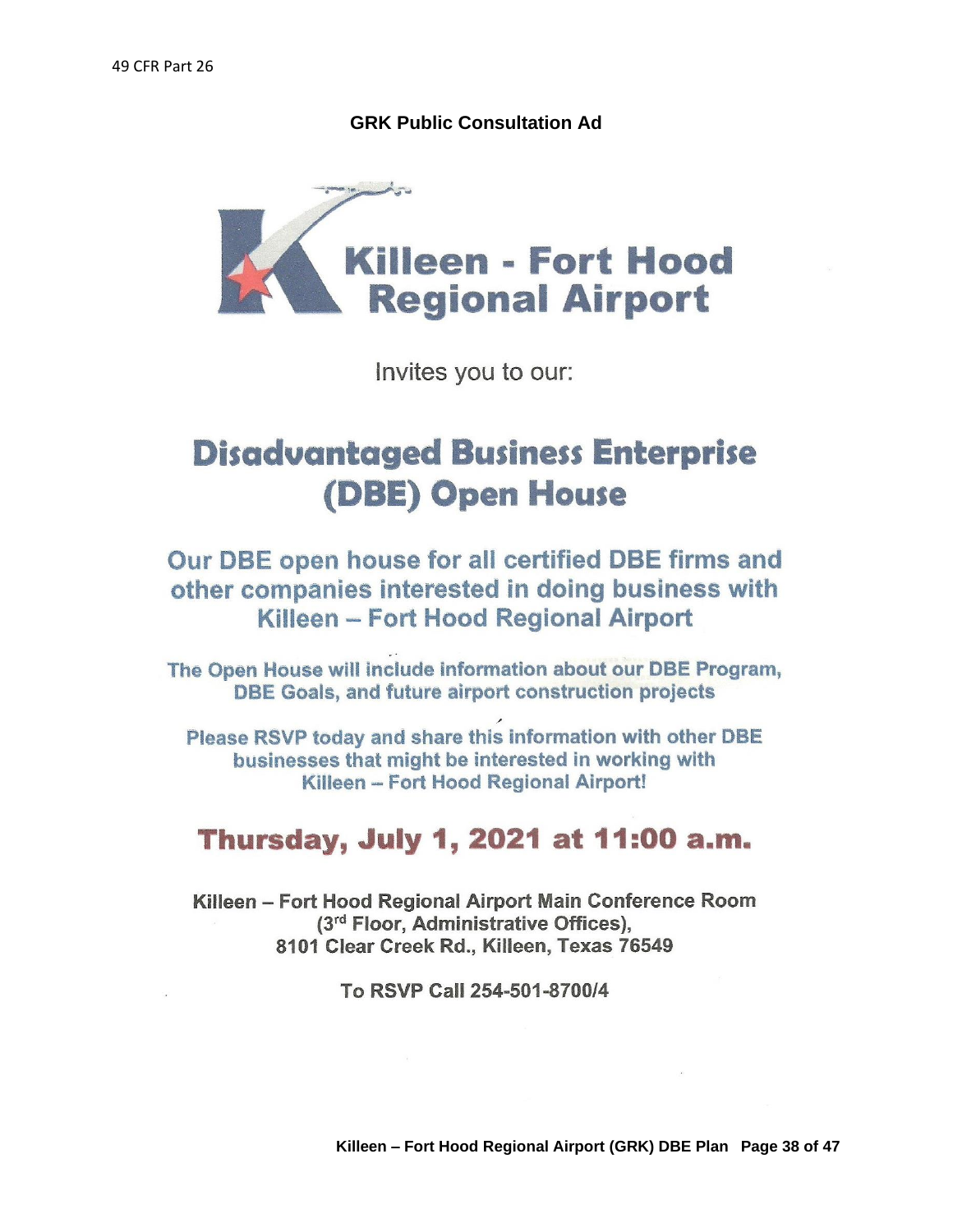**GRK Public Consultation Ad**

Killeen - Fort Hood Regional Airport

Invites you to our:

# Disadvantaged Business Enterprise (DBE) Open House

## Our DBE open house for all certified DBE firms and other companies interested in doing business with Killeen – Fort Hood Regional Airport

**The Open House will include information about our DBE Program, DBE Goals, and future airport construction projects**

**Please RSVP today and share this information with other DBE businesses that might be interested in working with Killeen – Fort Hood Regional Airport!**

## Thursday, July 1, 2021 at 11:00 a.m.

**Killeen – Fort Hood Regional Airport Main Conference Room (3rd Floor, Administrative Offices), 8101 Clear Creek Rd., Killeen, Texas 76549**

**To RSVP Call 254-501-8700/4**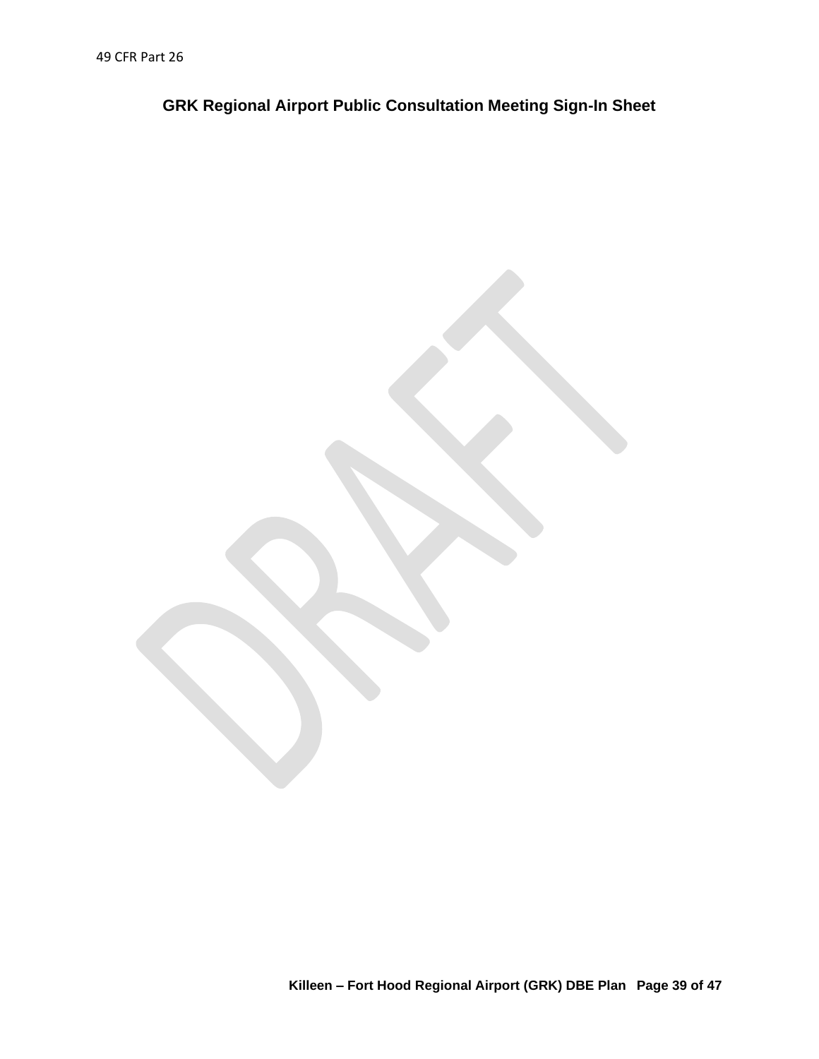## GRK Regional Airport Public Consultation Meeting Sign-In Sheet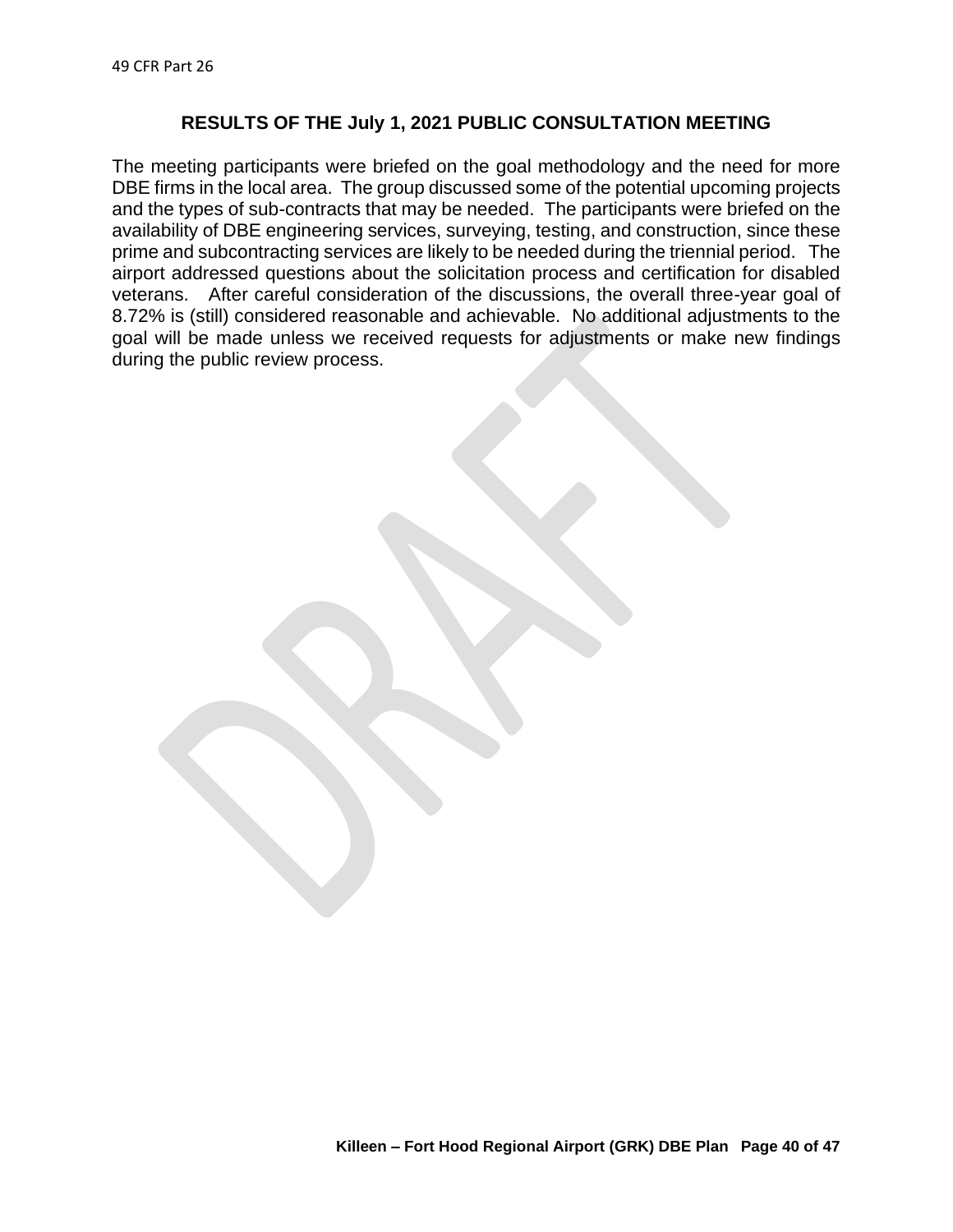## RESULTS OF THE July 1, 2021 PUBLIC CONSULTATION MEETING

The meeting participants were briefed on the goal methodology and the need for more DBE firms in the local area. The group discussed some of the potential upcoming projects and the types of sub-contracts that may be needed. The participants were briefed on the availability of DBE engineering services, surveying, testing, and construction, since these prime and subcontracting services are likely to be needed during the triennial period. The airport addressed questions about the solicitation process and certification for disabled veterans. After careful consideration of the discussions, the overall three-year goal of 8.72% is (still) considered reasonable and achievable. No additional adjustments to the goal will be made unless we received requests for adjustments or make new findings during the public review process.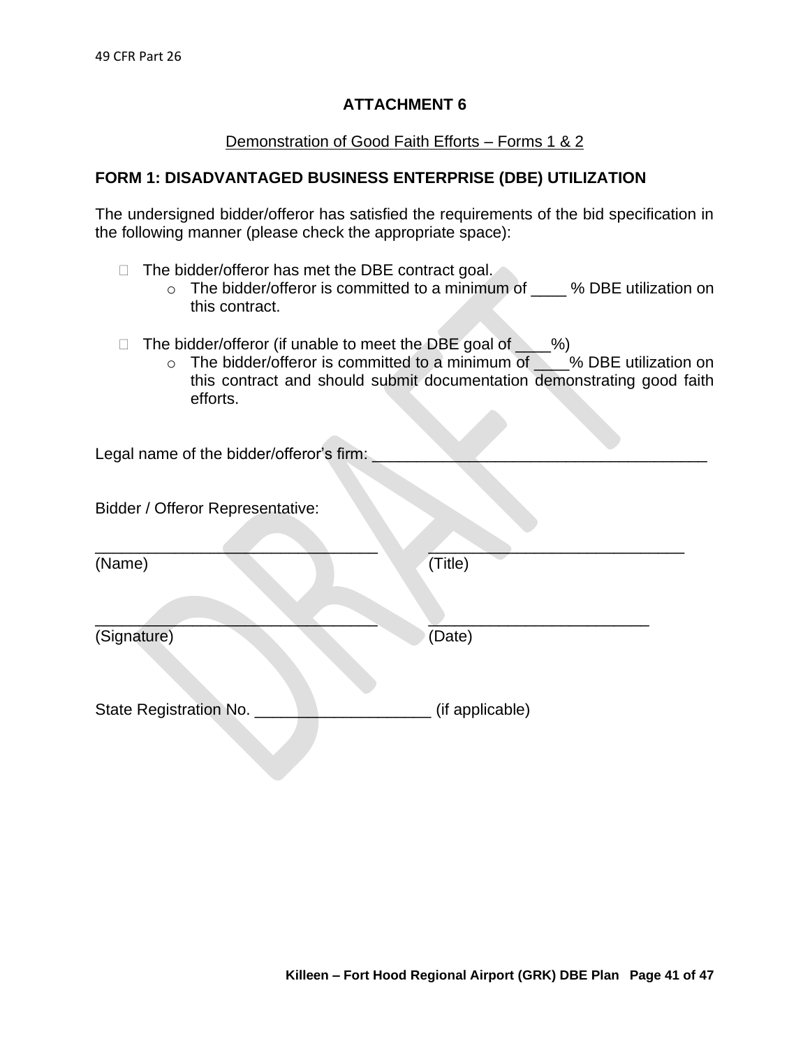## ATTACHMENT 6

Demonstration of Good Faith Efforts – Forms 1 & 2

### FORM 1: DISADVANTAGED BUSINESS ENTERPRISE (DBE) UTILIZATION

The undersigned bidder/offeror has satisfied the requirements of the bid specification in the following manner (please check the appropriate space):

- ☐ The bidder/offeror has met the DBE contract goal.
  - The bidder/offeror is committed to a minimum of ____ % DBE utilization on this contract.

- ☐ The bidder/offeror (if unable to meet the DBE goal of ____%)
  - The bidder/offeror is committed to a minimum of ____% DBE utilization on this contract and should submit documentation demonstrating good faith efforts.

Legal name of the bidder/offeror's firm: ______________________________________

Bidder / Offeror Representative:

________________________________ (Name)　　　　________________________________ (Title)

________________________________ (Signature)　　　　________________________________ (Date)

State Registration No. ____________________ (if applicable)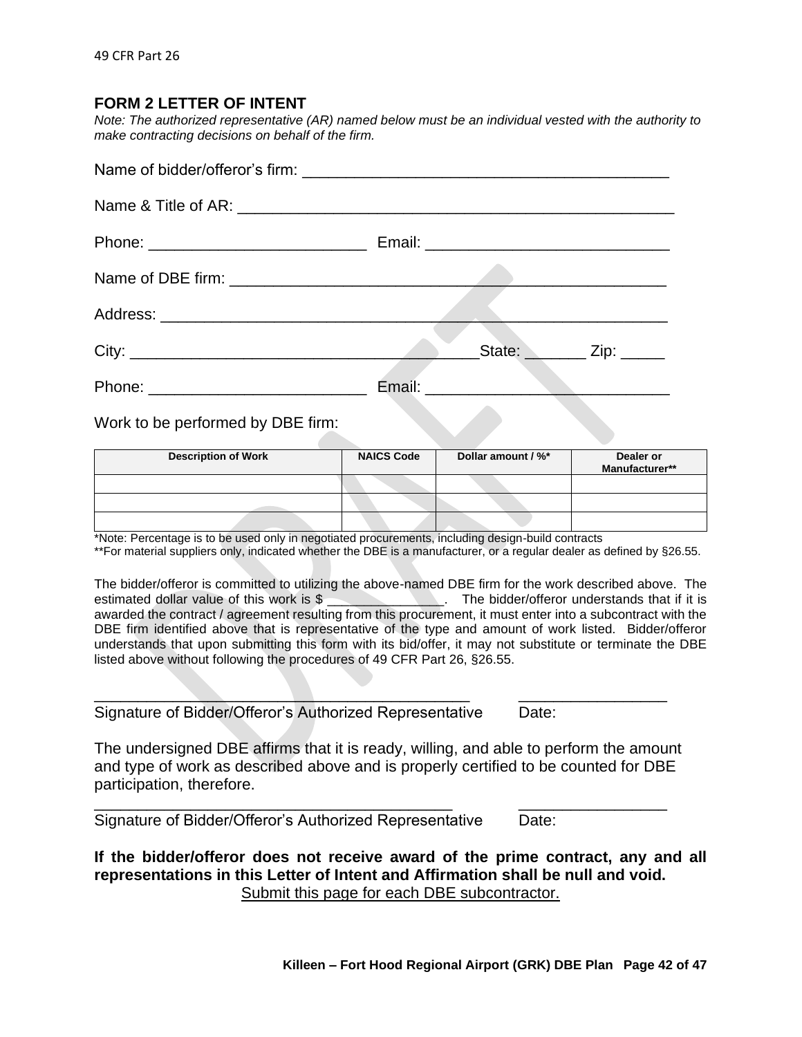## FORM 2 LETTER OF INTENT

*Note: The authorized representative (AR) named below must be an individual vested with the authority to make contracting decisions on behalf of the firm.*

Name of bidder/offeror's firm: ___________________________________________

Name & Title of AR: ___________________________________________________

Phone: _________________________ Email: ____________________________

Name of DBE firm: ____________________________________________________

Address: ____________________________________________________________

City: ________________________________________State: _______ Zip: _____

Phone: _________________________ Email: ____________________________

Work to be performed by DBE firm:

| Description of Work | NAICS Code | Dollar amount / %* | Dealer or Manufacturer** |
|---|---|---|---|
| | | | |
| | | | |
| | | | |

*Note: Percentage is to be used only in negotiated procurements, including design-build contracts

**For material suppliers only, indicated whether the DBE is a manufacturer, or a regular dealer as defined by §26.55.

The bidder/offeror is committed to utilizing the above-named DBE firm for the work described above. The estimated dollar value of this work is $ ________________. The bidder/offeror understands that if it is awarded the contract / agreement resulting from this procurement, it must enter into a subcontract with the DBE firm identified above that is representative of the type and amount of work listed. Bidder/offeror understands that upon submitting this form with its bid/offer, it may not substitute or terminate the DBE listed above without following the procedures of 49 CFR Part 26, §26.55.

____________________________________________ _________________

Signature of Bidder/Offeror's Authorized Representative Date:

The undersigned DBE affirms that it is ready, willing, and able to perform the amount and type of work as described above and is properly certified to be counted for DBE participation, therefore.

____________________________________________ _________________

Signature of Bidder/Offeror's Authorized Representative Date:

**If the bidder/offeror does not receive award of the prime contract, any and all representations in this Letter of Intent and Affirmation shall be null and void.**

Submit this page for each DBE subcontractor.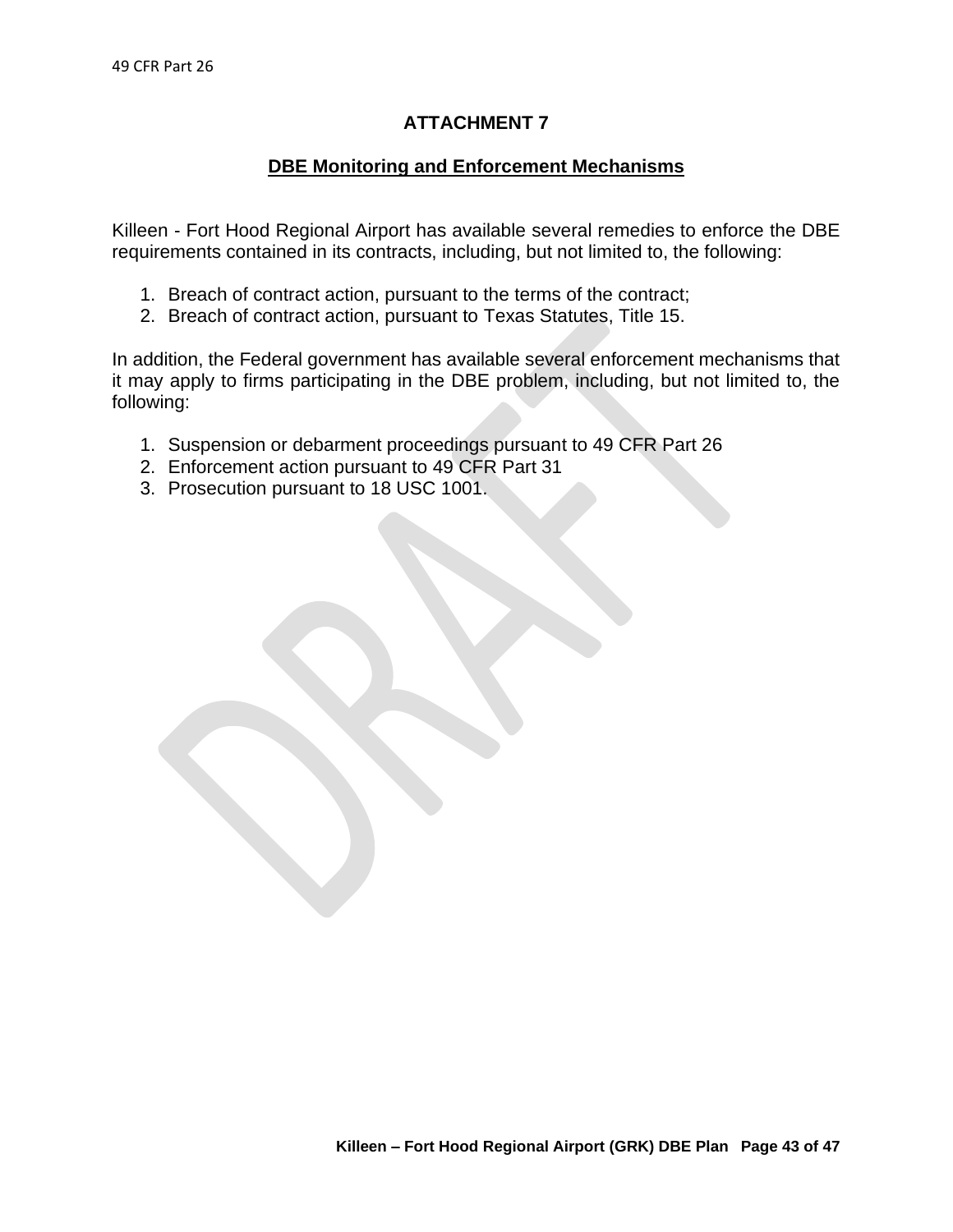# ATTACHMENT 7

## DBE Monitoring and Enforcement Mechanisms

Killeen - Fort Hood Regional Airport has available several remedies to enforce the DBE requirements contained in its contracts, including, but not limited to, the following:

1. Breach of contract action, pursuant to the terms of the contract;
2. Breach of contract action, pursuant to Texas Statutes, Title 15.

In addition, the Federal government has available several enforcement mechanisms that it may apply to firms participating in the DBE problem, including, but not limited to, the following:

1. Suspension or debarment proceedings pursuant to 49 CFR Part 26
2. Enforcement action pursuant to 49 CFR Part 31
3. Prosecution pursuant to 18 USC 1001.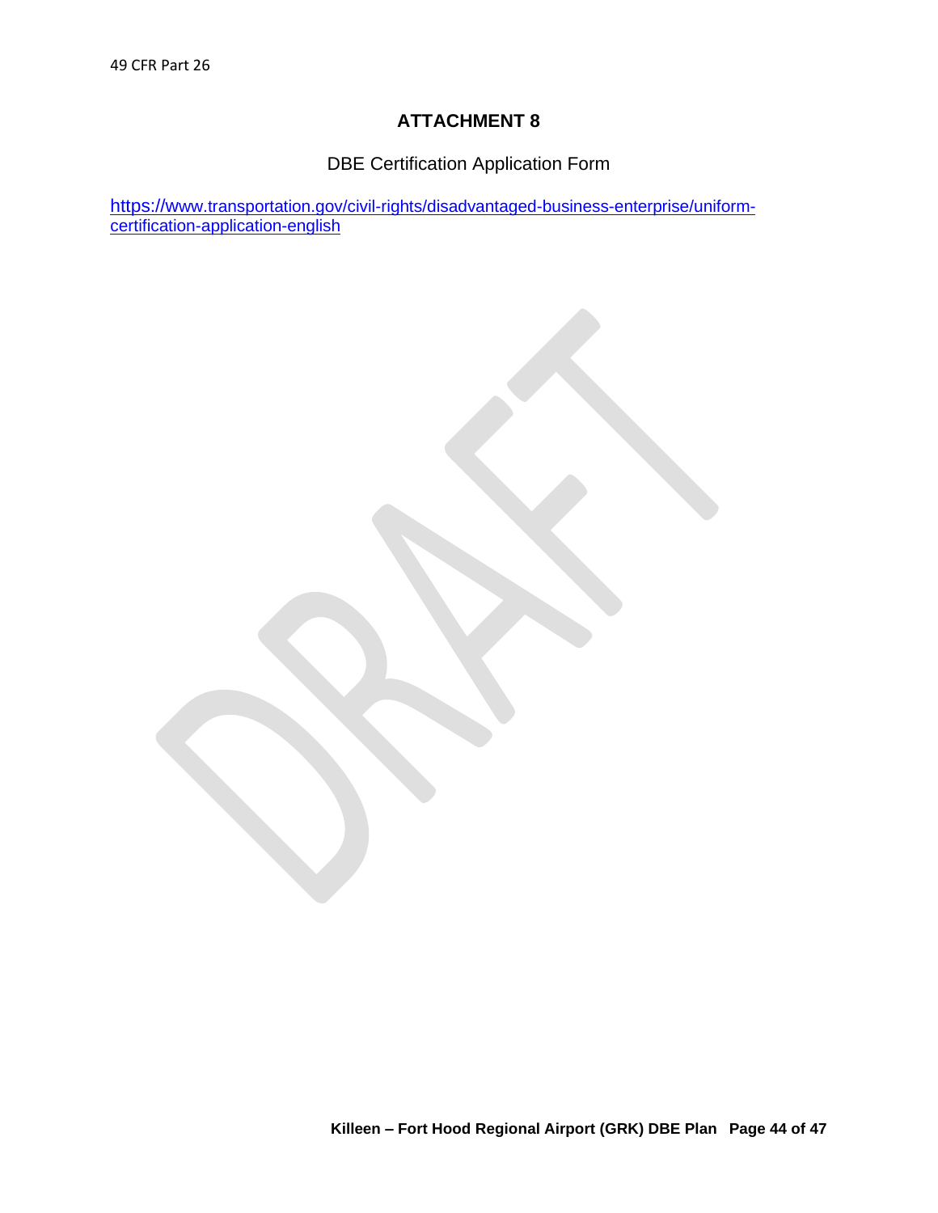# ATTACHMENT 8

DBE Certification Application Form

[https://www.transportation.gov/civil-rights/disadvantaged-business-enterprise/uniform-certification-application-english](https://www.transportation.gov/civil-rights/disadvantaged-business-enterprise/uniform-certification-application-english)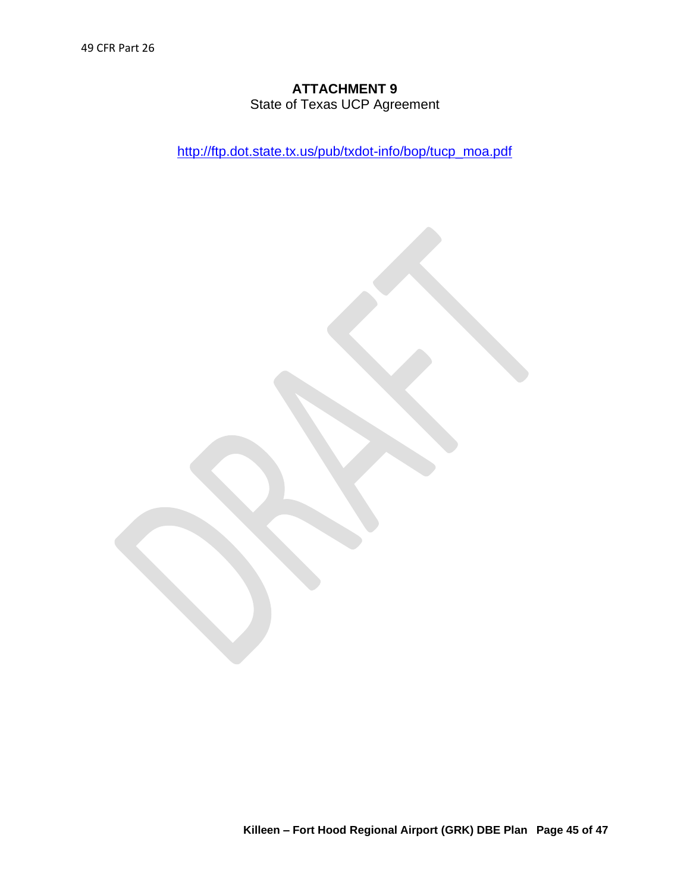## ATTACHMENT 9

State of Texas UCP Agreement

[http://ftp.dot.state.tx.us/pub/txdot-info/bop/tucp_moa.pdf](http://ftp.dot.state.tx.us/pub/txdot-info/bop/tucp_moa.pdf)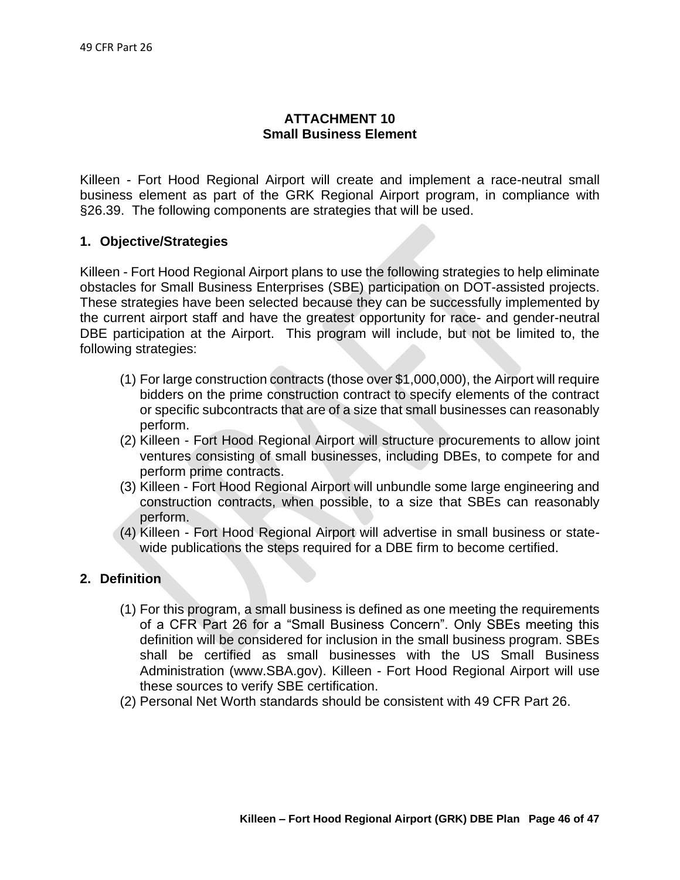# ATTACHMENT 10
## Small Business Element

Killeen - Fort Hood Regional Airport will create and implement a race-neutral small business element as part of the GRK Regional Airport program, in compliance with §26.39. The following components are strategies that will be used.

### 1. Objective/Strategies

Killeen - Fort Hood Regional Airport plans to use the following strategies to help eliminate obstacles for Small Business Enterprises (SBE) participation on DOT-assisted projects. These strategies have been selected because they can be successfully implemented by the current airport staff and have the greatest opportunity for race- and gender-neutral DBE participation at the Airport. This program will include, but not be limited to, the following strategies:

(1) For large construction contracts (those over $1,000,000), the Airport will require bidders on the prime construction contract to specify elements of the contract or specific subcontracts that are of a size that small businesses can reasonably perform.

(2) Killeen - Fort Hood Regional Airport will structure procurements to allow joint ventures consisting of small businesses, including DBEs, to compete for and perform prime contracts.

(3) Killeen - Fort Hood Regional Airport will unbundle some large engineering and construction contracts, when possible, to a size that SBEs can reasonably perform.

(4) Killeen - Fort Hood Regional Airport will advertise in small business or state-wide publications the steps required for a DBE firm to become certified.

### 2. Definition

(1) For this program, a small business is defined as one meeting the requirements of a CFR Part 26 for a “Small Business Concern”. Only SBEs meeting this definition will be considered for inclusion in the small business program. SBEs shall be certified as small businesses with the US Small Business Administration (www.SBA.gov). Killeen - Fort Hood Regional Airport will use these sources to verify SBE certification.

(2) Personal Net Worth standards should be consistent with 49 CFR Part 26.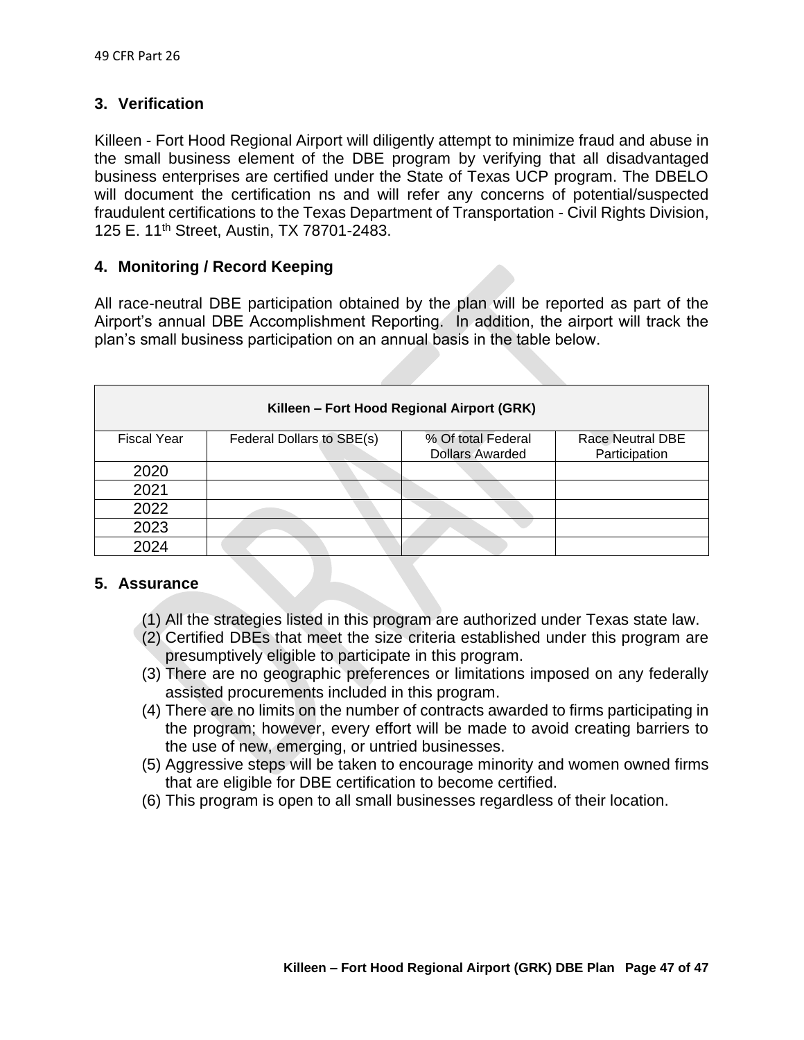## 3. Verification

Killeen - Fort Hood Regional Airport will diligently attempt to minimize fraud and abuse in the small business element of the DBE program by verifying that all disadvantaged business enterprises are certified under the State of Texas UCP program. The DBELO will document the certification ns and will refer any concerns of potential/suspected fraudulent certifications to the Texas Department of Transportation - Civil Rights Division, 125 E. 11th Street, Austin, TX 78701-2483.

## 4. Monitoring / Record Keeping

All race-neutral DBE participation obtained by the plan will be reported as part of the Airport's annual DBE Accomplishment Reporting. In addition, the airport will track the plan's small business participation on an annual basis in the table below.

| Killeen – Fort Hood Regional Airport (GRK) | | | |
|---|---|---|---|
| Fiscal Year | Federal Dollars to SBE(s) | % Of total Federal Dollars Awarded | Race Neutral DBE Participation |
| 2020 | | | |
| 2021 | | | |
| 2022 | | | |
| 2023 | | | |
| 2024 | | | |

## 5. Assurance

(1) All the strategies listed in this program are authorized under Texas state law.
(2) Certified DBEs that meet the size criteria established under this program are presumptively eligible to participate in this program.
(3) There are no geographic preferences or limitations imposed on any federally assisted procurements included in this program.
(4) There are no limits on the number of contracts awarded to firms participating in the program; however, every effort will be made to avoid creating barriers to the use of new, emerging, or untried businesses.
(5) Aggressive steps will be taken to encourage minority and women owned firms that are eligible for DBE certification to become certified.
(6) This program is open to all small businesses regardless of their location.